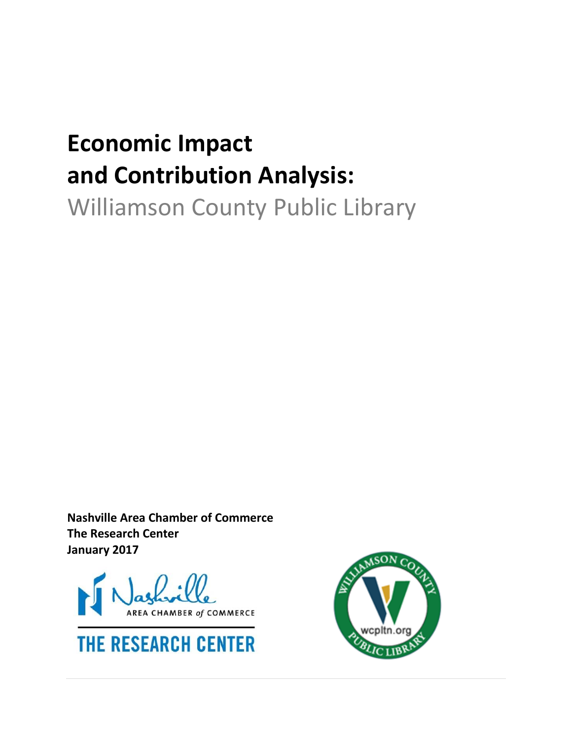# Economic Impact and Contribution Analysis:

## Williamson County Public Library

**Nashville Area Chamber of Commerce**
**The Research Center**
**January 2017**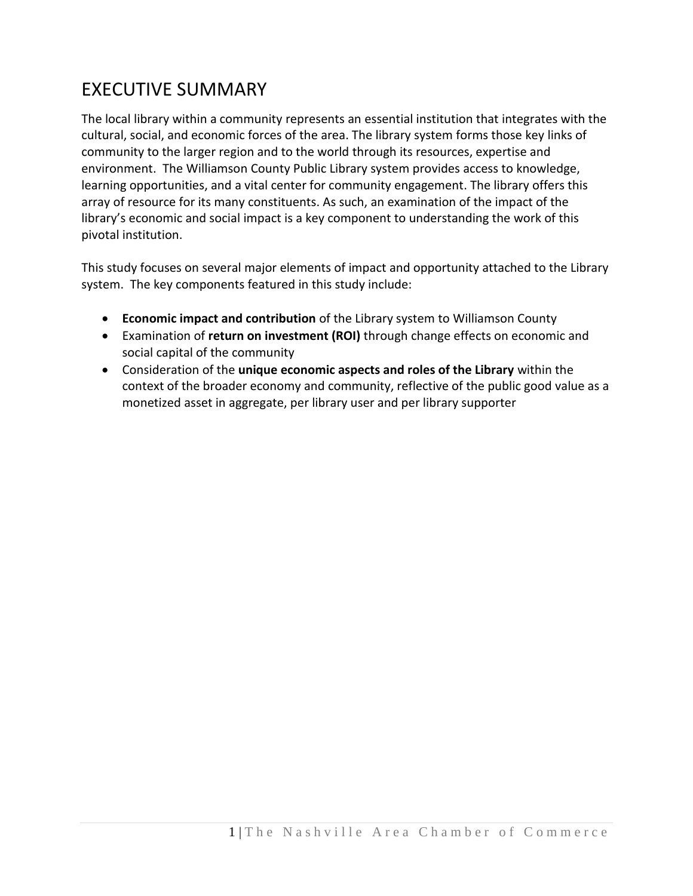# EXECUTIVE SUMMARY

The local library within a community represents an essential institution that integrates with the cultural, social, and economic forces of the area. The library system forms those key links of community to the larger region and to the world through its resources, expertise and environment. The Williamson County Public Library system provides access to knowledge, learning opportunities, and a vital center for community engagement. The library offers this array of resource for its many constituents. As such, an examination of the impact of the library's economic and social impact is a key component to understanding the work of this pivotal institution.

This study focuses on several major elements of impact and opportunity attached to the Library system. The key components featured in this study include:

- **Economic impact and contribution** of the Library system to Williamson County
- Examination of **return on investment (ROI)** through change effects on economic and social capital of the community
- Consideration of the **unique economic aspects and roles of the Library** within the context of the broader economy and community, reflective of the public good value as a monetized asset in aggregate, per library user and per library supporter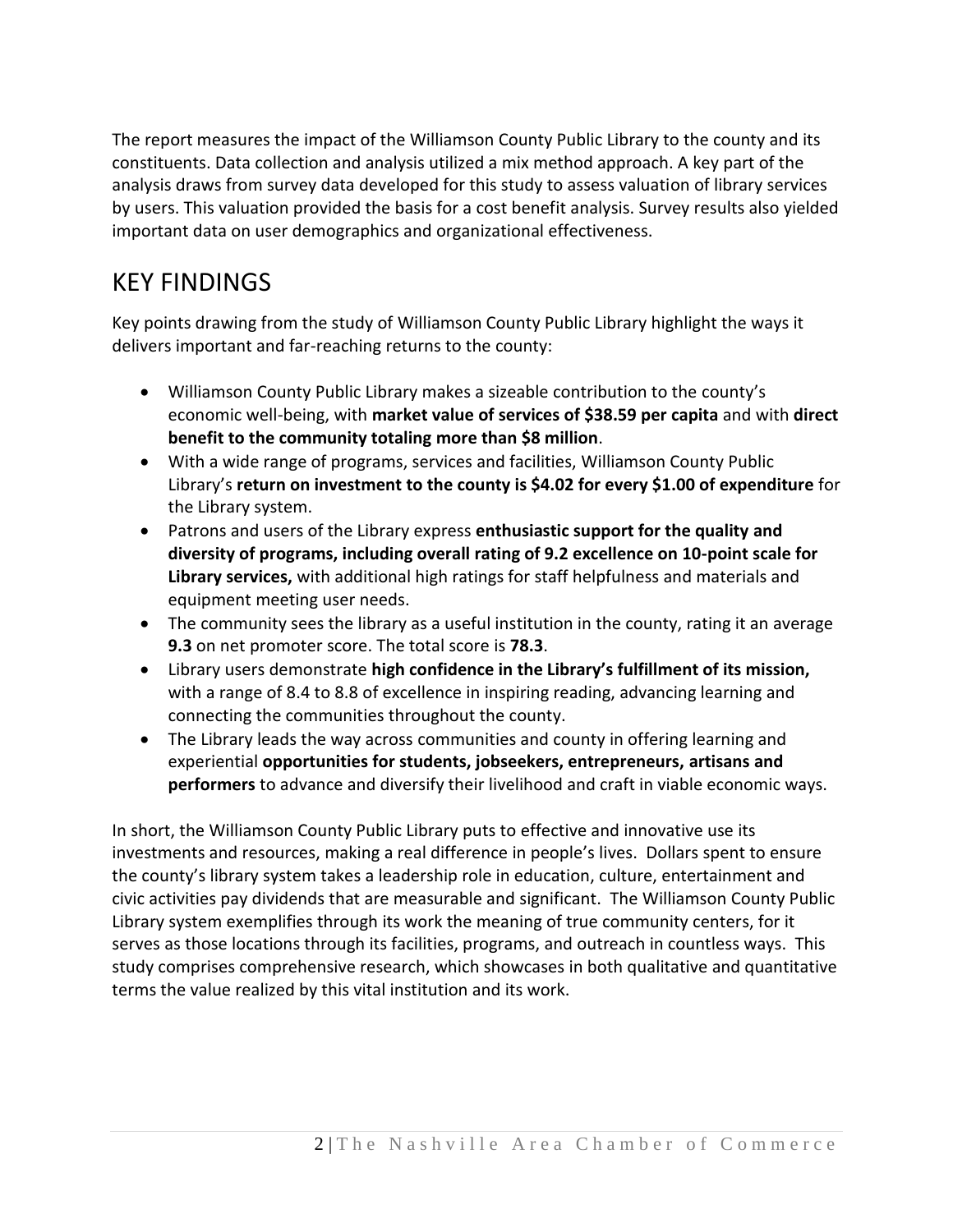The report measures the impact of the Williamson County Public Library to the county and its constituents. Data collection and analysis utilized a mix method approach. A key part of the analysis draws from survey data developed for this study to assess valuation of library services by users. This valuation provided the basis for a cost benefit analysis. Survey results also yielded important data on user demographics and organizational effectiveness.

## KEY FINDINGS

Key points drawing from the study of Williamson County Public Library highlight the ways it delivers important and far-reaching returns to the county:

- Williamson County Public Library makes a sizeable contribution to the county's economic well-being, with **market value of services of $38.59 per capita** and with **direct benefit to the community totaling more than $8 million**.
- With a wide range of programs, services and facilities, Williamson County Public Library's **return on investment to the county is $4.02 for every $1.00 of expenditure** for the Library system.
- Patrons and users of the Library express **enthusiastic support for the quality and diversity of programs, including overall rating of 9.2 excellence on 10-point scale for Library services,** with additional high ratings for staff helpfulness and materials and equipment meeting user needs.
- The community sees the library as a useful institution in the county, rating it an average **9.3** on net promoter score. The total score is **78.3**.
- Library users demonstrate **high confidence in the Library's fulfillment of its mission,** with a range of 8.4 to 8.8 of excellence in inspiring reading, advancing learning and connecting the communities throughout the county.
- The Library leads the way across communities and county in offering learning and experiential **opportunities for students, jobseekers, entrepreneurs, artisans and performers** to advance and diversify their livelihood and craft in viable economic ways.

In short, the Williamson County Public Library puts to effective and innovative use its investments and resources, making a real difference in people's lives. Dollars spent to ensure the county's library system takes a leadership role in education, culture, entertainment and civic activities pay dividends that are measurable and significant. The Williamson County Public Library system exemplifies through its work the meaning of true community centers, for it serves as those locations through its facilities, programs, and outreach in countless ways. This study comprises comprehensive research, which showcases in both qualitative and quantitative terms the value realized by this vital institution and its work.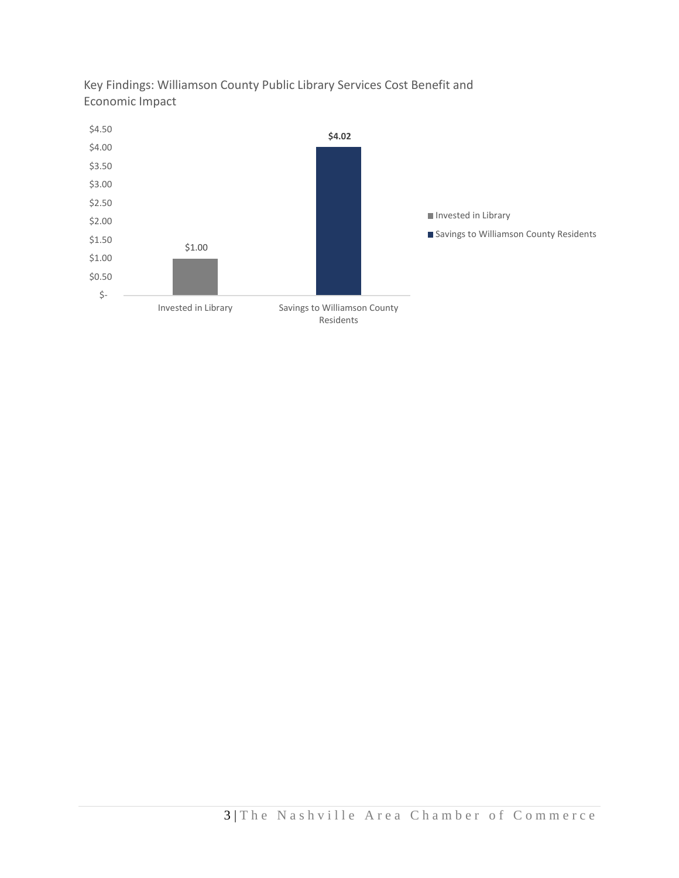Key Findings: Williamson County Public Library Services Cost Benefit and Economic Impact

| | Value |
|---|---|
| Invested in Library | $1.00 |
| Savings to Williamson County Residents | **$4.02** |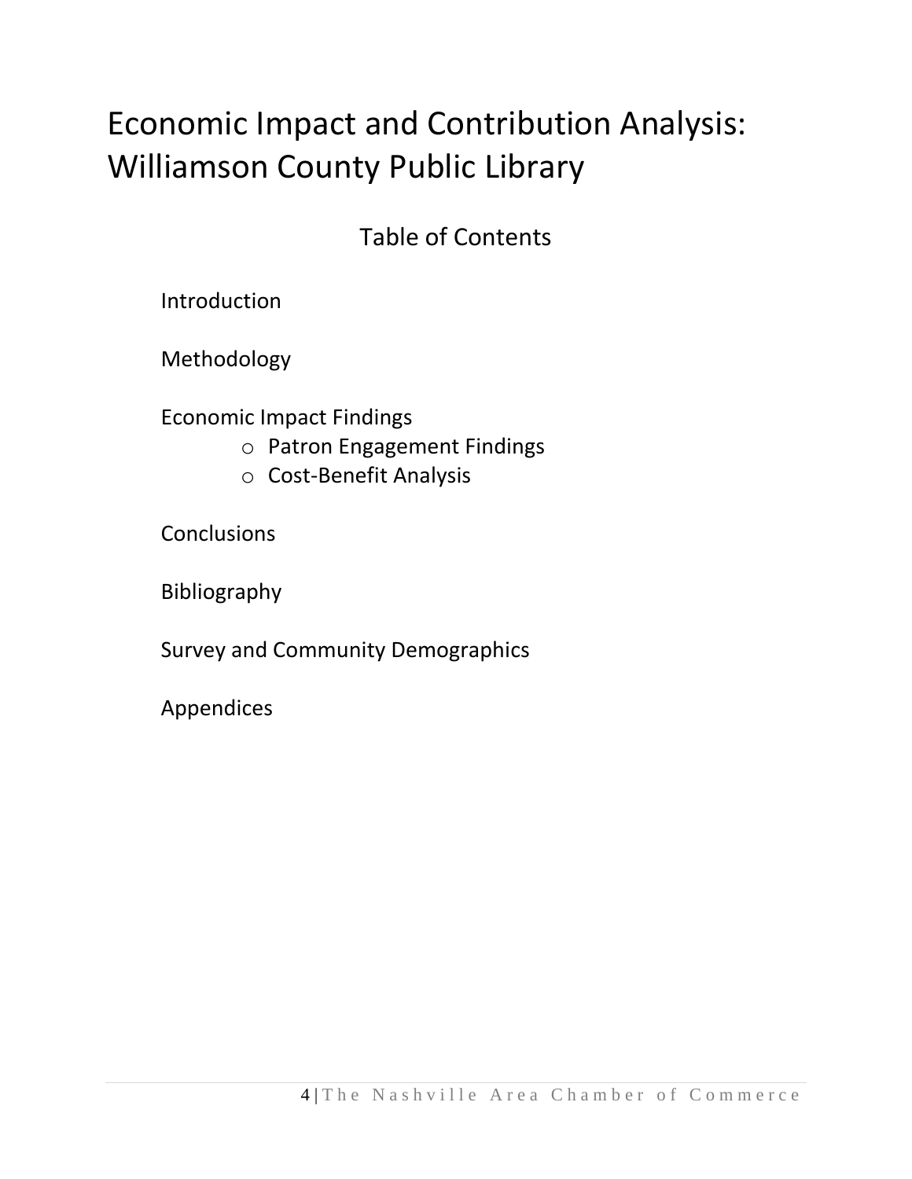# Economic Impact and Contribution Analysis: Williamson County Public Library

## Table of Contents

Introduction

Methodology

Economic Impact Findings

- Patron Engagement Findings
- Cost-Benefit Analysis

Conclusions

Bibliography

Survey and Community Demographics

Appendices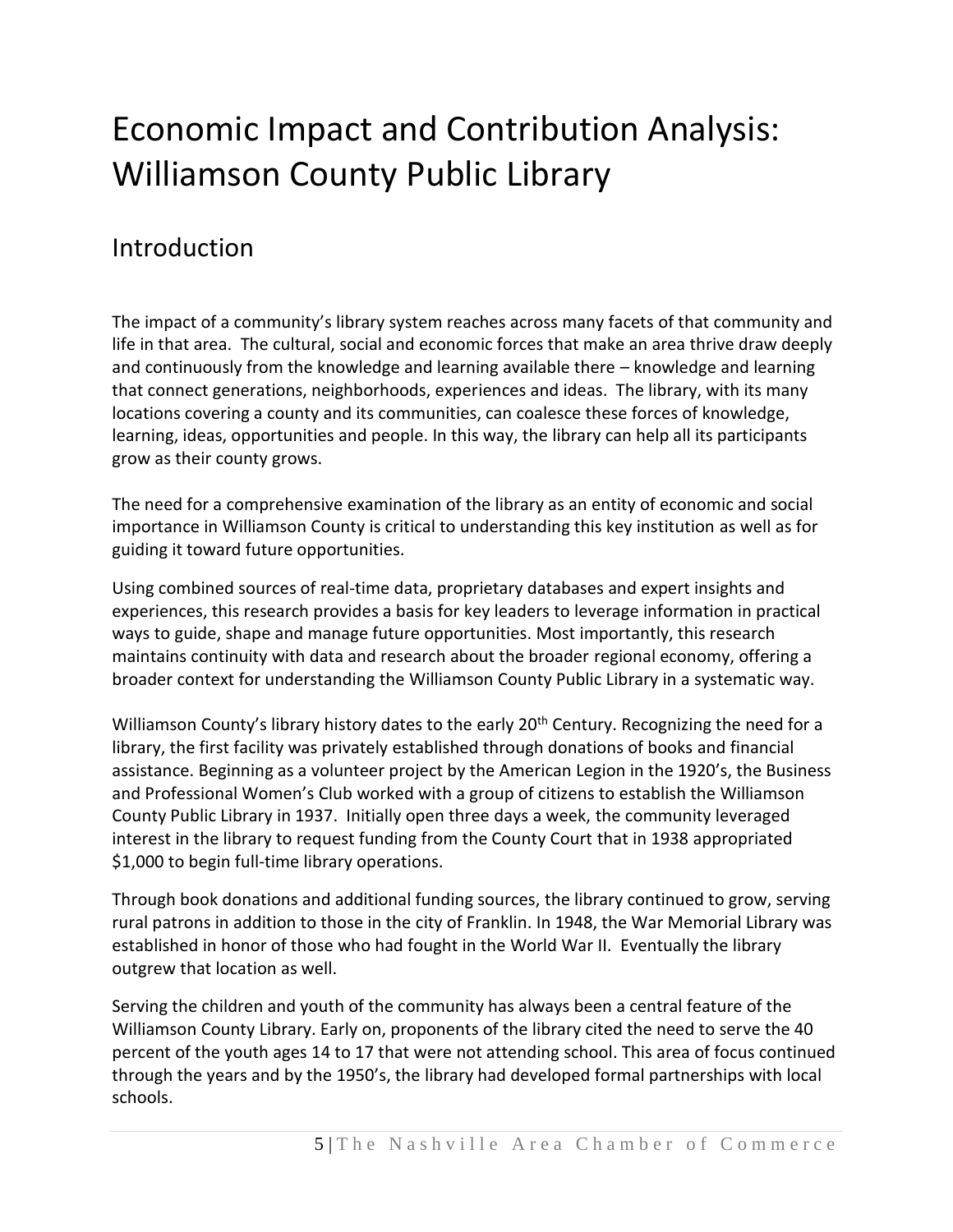# Economic Impact and Contribution Analysis: Williamson County Public Library

## Introduction

The impact of a community's library system reaches across many facets of that community and life in that area. The cultural, social and economic forces that make an area thrive draw deeply and continuously from the knowledge and learning available there – knowledge and learning that connect generations, neighborhoods, experiences and ideas. The library, with its many locations covering a county and its communities, can coalesce these forces of knowledge, learning, ideas, opportunities and people. In this way, the library can help all its participants grow as their county grows.

The need for a comprehensive examination of the library as an entity of economic and social importance in Williamson County is critical to understanding this key institution as well as for guiding it toward future opportunities.

Using combined sources of real-time data, proprietary databases and expert insights and experiences, this research provides a basis for key leaders to leverage information in practical ways to guide, shape and manage future opportunities. Most importantly, this research maintains continuity with data and research about the broader regional economy, offering a broader context for understanding the Williamson County Public Library in a systematic way.

Williamson County's library history dates to the early 20th Century. Recognizing the need for a library, the first facility was privately established through donations of books and financial assistance. Beginning as a volunteer project by the American Legion in the 1920's, the Business and Professional Women's Club worked with a group of citizens to establish the Williamson County Public Library in 1937. Initially open three days a week, the community leveraged interest in the library to request funding from the County Court that in 1938 appropriated $1,000 to begin full-time library operations.

Through book donations and additional funding sources, the library continued to grow, serving rural patrons in addition to those in the city of Franklin. In 1948, the War Memorial Library was established in honor of those who had fought in the World War II. Eventually the library outgrew that location as well.

Serving the children and youth of the community has always been a central feature of the Williamson County Library. Early on, proponents of the library cited the need to serve the 40 percent of the youth ages 14 to 17 that were not attending school. This area of focus continued through the years and by the 1950's, the library had developed formal partnerships with local schools.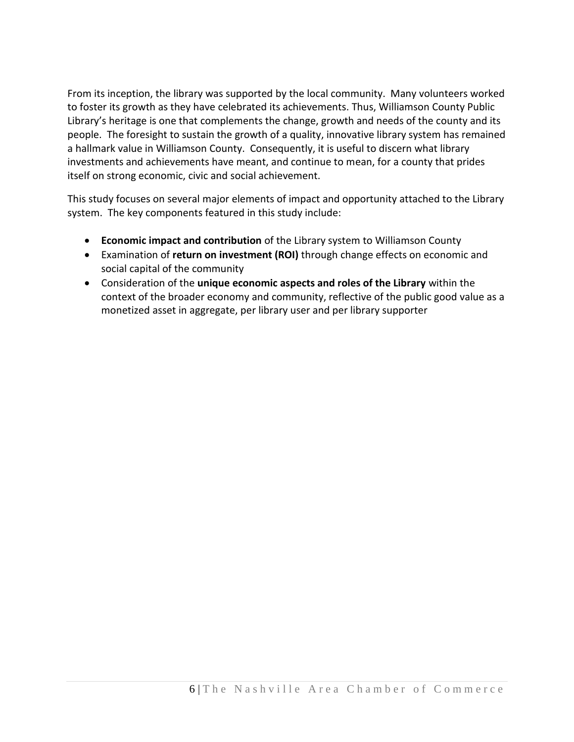From its inception, the library was supported by the local community. Many volunteers worked to foster its growth as they have celebrated its achievements. Thus, Williamson County Public Library's heritage is one that complements the change, growth and needs of the county and its people. The foresight to sustain the growth of a quality, innovative library system has remained a hallmark value in Williamson County. Consequently, it is useful to discern what library investments and achievements have meant, and continue to mean, for a county that prides itself on strong economic, civic and social achievement.

This study focuses on several major elements of impact and opportunity attached to the Library system. The key components featured in this study include:

- **Economic impact and contribution** of the Library system to Williamson County
- Examination of **return on investment (ROI)** through change effects on economic and social capital of the community
- Consideration of the **unique economic aspects and roles of the Library** within the context of the broader economy and community, reflective of the public good value as a monetized asset in aggregate, per library user and per library supporter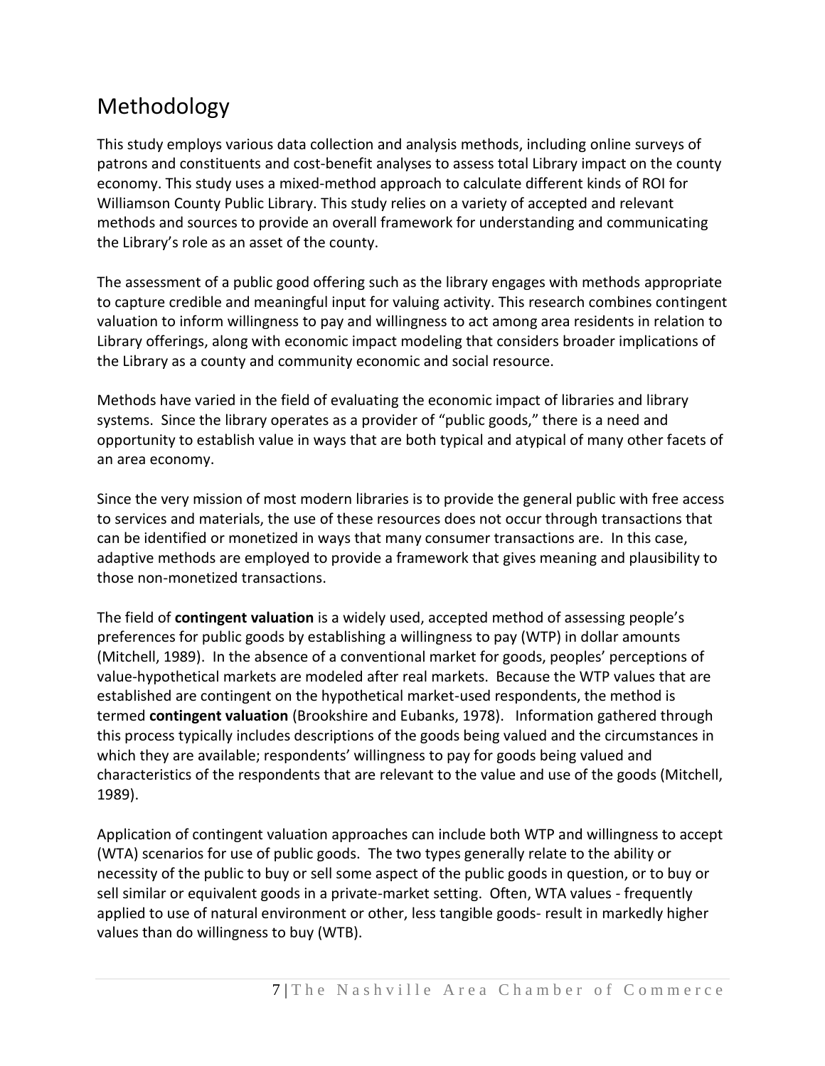# Methodology

This study employs various data collection and analysis methods, including online surveys of patrons and constituents and cost-benefit analyses to assess total Library impact on the county economy. This study uses a mixed-method approach to calculate different kinds of ROI for Williamson County Public Library. This study relies on a variety of accepted and relevant methods and sources to provide an overall framework for understanding and communicating the Library's role as an asset of the county.

The assessment of a public good offering such as the library engages with methods appropriate to capture credible and meaningful input for valuing activity. This research combines contingent valuation to inform willingness to pay and willingness to act among area residents in relation to Library offerings, along with economic impact modeling that considers broader implications of the Library as a county and community economic and social resource.

Methods have varied in the field of evaluating the economic impact of libraries and library systems. Since the library operates as a provider of "public goods," there is a need and opportunity to establish value in ways that are both typical and atypical of many other facets of an area economy.

Since the very mission of most modern libraries is to provide the general public with free access to services and materials, the use of these resources does not occur through transactions that can be identified or monetized in ways that many consumer transactions are. In this case, adaptive methods are employed to provide a framework that gives meaning and plausibility to those non-monetized transactions.

The field of **contingent valuation** is a widely used, accepted method of assessing people's preferences for public goods by establishing a willingness to pay (WTP) in dollar amounts (Mitchell, 1989). In the absence of a conventional market for goods, peoples' perceptions of value-hypothetical markets are modeled after real markets. Because the WTP values that are established are contingent on the hypothetical market-used respondents, the method is termed **contingent valuation** (Brookshire and Eubanks, 1978). Information gathered through this process typically includes descriptions of the goods being valued and the circumstances in which they are available; respondents' willingness to pay for goods being valued and characteristics of the respondents that are relevant to the value and use of the goods (Mitchell, 1989).

Application of contingent valuation approaches can include both WTP and willingness to accept (WTA) scenarios for use of public goods. The two types generally relate to the ability or necessity of the public to buy or sell some aspect of the public goods in question, or to buy or sell similar or equivalent goods in a private-market setting. Often, WTA values - frequently applied to use of natural environment or other, less tangible goods- result in markedly higher values than do willingness to buy (WTB).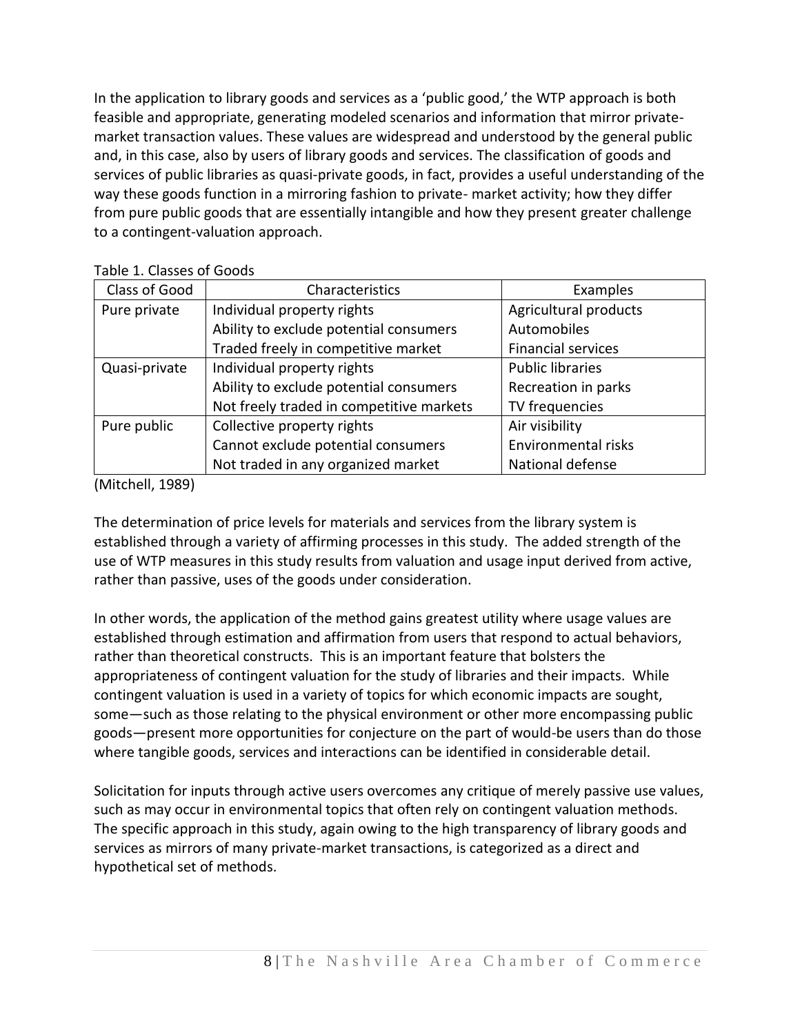In the application to library goods and services as a 'public good,' the WTP approach is both feasible and appropriate, generating modeled scenarios and information that mirror private-market transaction values. These values are widespread and understood by the general public and, in this case, also by users of library goods and services. The classification of goods and services of public libraries as quasi-private goods, in fact, provides a useful understanding of the way these goods function in a mirroring fashion to private- market activity; how they differ from pure public goods that are essentially intangible and how they present greater challenge to a contingent-valuation approach.

Table 1. Classes of Goods

| Class of Good | Characteristics | Examples |
|---|---|---|
| Pure private | Individual property rights | Agricultural products |
| | Ability to exclude potential consumers | Automobiles |
| | Traded freely in competitive market | Financial services |
| Quasi-private | Individual property rights | Public libraries |
| | Ability to exclude potential consumers | Recreation in parks |
| | Not freely traded in competitive markets | TV frequencies |
| Pure public | Collective property rights | Air visibility |
| | Cannot exclude potential consumers | Environmental risks |
| | Not traded in any organized market | National defense |

(Mitchell, 1989)

The determination of price levels for materials and services from the library system is established through a variety of affirming processes in this study. The added strength of the use of WTP measures in this study results from valuation and usage input derived from active, rather than passive, uses of the goods under consideration.

In other words, the application of the method gains greatest utility where usage values are established through estimation and affirmation from users that respond to actual behaviors, rather than theoretical constructs. This is an important feature that bolsters the appropriateness of contingent valuation for the study of libraries and their impacts. While contingent valuation is used in a variety of topics for which economic impacts are sought, some—such as those relating to the physical environment or other more encompassing public goods—present more opportunities for conjecture on the part of would-be users than do those where tangible goods, services and interactions can be identified in considerable detail.

Solicitation for inputs through active users overcomes any critique of merely passive use values, such as may occur in environmental topics that often rely on contingent valuation methods. The specific approach in this study, again owing to the high transparency of library goods and services as mirrors of many private-market transactions, is categorized as a direct and hypothetical set of methods.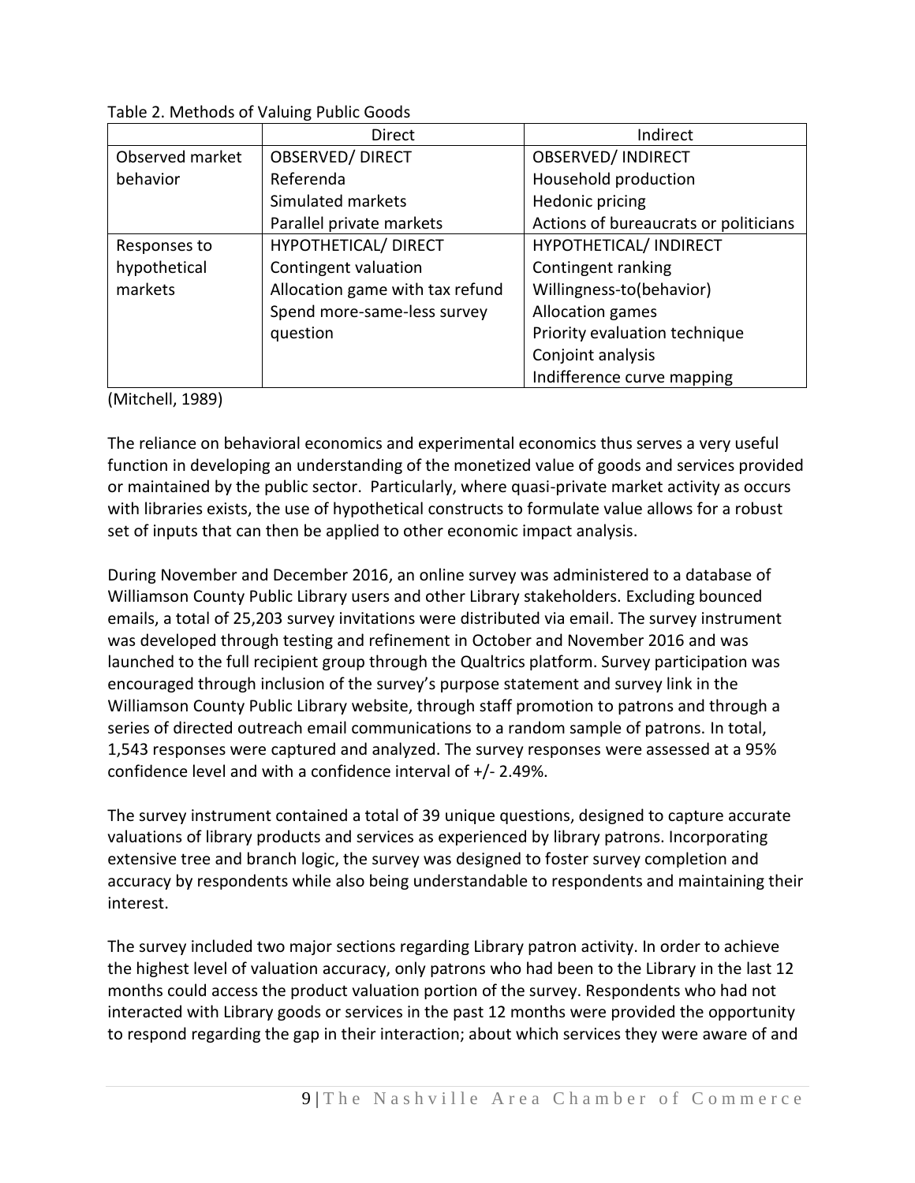Table 2. Methods of Valuing Public Goods

| | Direct | Indirect |
|---|---|---|
| Observed market behavior | OBSERVED/ DIRECT<br>Referenda<br>Simulated markets<br>Parallel private markets | OBSERVED/ INDIRECT<br>Household production<br>Hedonic pricing<br>Actions of bureaucrats or politicians |
| Responses to hypothetical markets | HYPOTHETICAL/ DIRECT<br>Contingent valuation<br>Allocation game with tax refund<br>Spend more-same-less survey question | HYPOTHETICAL/ INDIRECT<br>Contingent ranking<br>Willingness-to(behavior)<br>Allocation games<br>Priority evaluation technique<br>Conjoint analysis<br>Indifference curve mapping |

(Mitchell, 1989)

The reliance on behavioral economics and experimental economics thus serves a very useful function in developing an understanding of the monetized value of goods and services provided or maintained by the public sector. Particularly, where quasi-private market activity as occurs with libraries exists, the use of hypothetical constructs to formulate value allows for a robust set of inputs that can then be applied to other economic impact analysis.

During November and December 2016, an online survey was administered to a database of Williamson County Public Library users and other Library stakeholders. Excluding bounced emails, a total of 25,203 survey invitations were distributed via email. The survey instrument was developed through testing and refinement in October and November 2016 and was launched to the full recipient group through the Qualtrics platform. Survey participation was encouraged through inclusion of the survey's purpose statement and survey link in the Williamson County Public Library website, through staff promotion to patrons and through a series of directed outreach email communications to a random sample of patrons. In total, 1,543 responses were captured and analyzed. The survey responses were assessed at a 95% confidence level and with a confidence interval of +/- 2.49%.

The survey instrument contained a total of 39 unique questions, designed to capture accurate valuations of library products and services as experienced by library patrons. Incorporating extensive tree and branch logic, the survey was designed to foster survey completion and accuracy by respondents while also being understandable to respondents and maintaining their interest.

The survey included two major sections regarding Library patron activity. In order to achieve the highest level of valuation accuracy, only patrons who had been to the Library in the last 12 months could access the product valuation portion of the survey. Respondents who had not interacted with Library goods or services in the past 12 months were provided the opportunity to respond regarding the gap in their interaction; about which services they were aware of and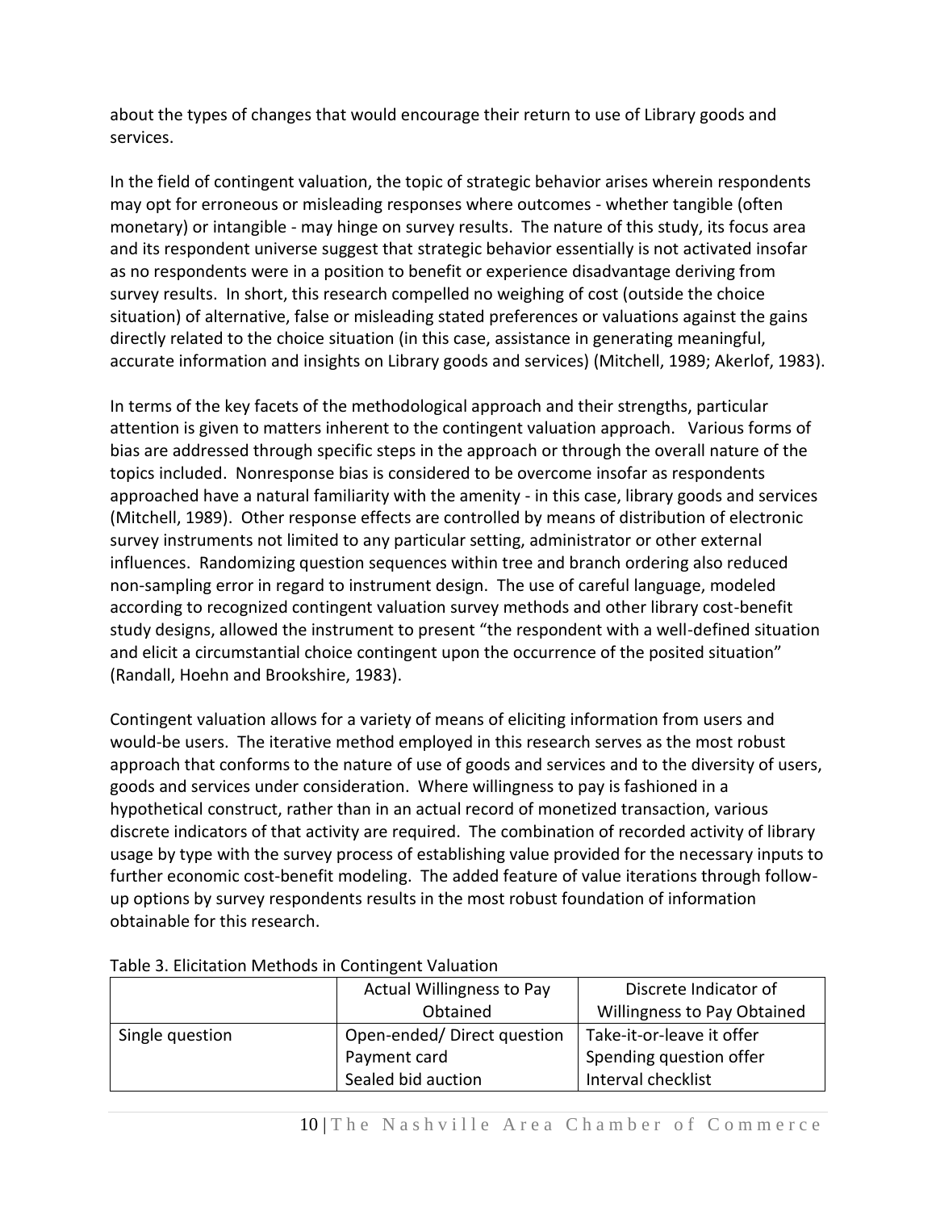about the types of changes that would encourage their return to use of Library goods and services.

In the field of contingent valuation, the topic of strategic behavior arises wherein respondents may opt for erroneous or misleading responses where outcomes - whether tangible (often monetary) or intangible - may hinge on survey results. The nature of this study, its focus area and its respondent universe suggest that strategic behavior essentially is not activated insofar as no respondents were in a position to benefit or experience disadvantage deriving from survey results. In short, this research compelled no weighing of cost (outside the choice situation) of alternative, false or misleading stated preferences or valuations against the gains directly related to the choice situation (in this case, assistance in generating meaningful, accurate information and insights on Library goods and services) (Mitchell, 1989; Akerlof, 1983).

In terms of the key facets of the methodological approach and their strengths, particular attention is given to matters inherent to the contingent valuation approach. Various forms of bias are addressed through specific steps in the approach or through the overall nature of the topics included. Nonresponse bias is considered to be overcome insofar as respondents approached have a natural familiarity with the amenity - in this case, library goods and services (Mitchell, 1989). Other response effects are controlled by means of distribution of electronic survey instruments not limited to any particular setting, administrator or other external influences. Randomizing question sequences within tree and branch ordering also reduced non-sampling error in regard to instrument design. The use of careful language, modeled according to recognized contingent valuation survey methods and other library cost-benefit study designs, allowed the instrument to present "the respondent with a well-defined situation and elicit a circumstantial choice contingent upon the occurrence of the posited situation" (Randall, Hoehn and Brookshire, 1983).

Contingent valuation allows for a variety of means of eliciting information from users and would-be users. The iterative method employed in this research serves as the most robust approach that conforms to the nature of use of goods and services and to the diversity of users, goods and services under consideration. Where willingness to pay is fashioned in a hypothetical construct, rather than in an actual record of monetized transaction, various discrete indicators of that activity are required. The combination of recorded activity of library usage by type with the survey process of establishing value provided for the necessary inputs to further economic cost-benefit modeling. The added feature of value iterations through follow-up options by survey respondents results in the most robust foundation of information obtainable for this research.

Table 3. Elicitation Methods in Contingent Valuation

| | Actual Willingness to Pay Obtained | Discrete Indicator of Willingness to Pay Obtained |
|---|---|---|
| Single question | Open-ended/ Direct question<br>Payment card<br>Sealed bid auction | Take-it-or-leave it offer<br>Spending question offer<br>Interval checklist |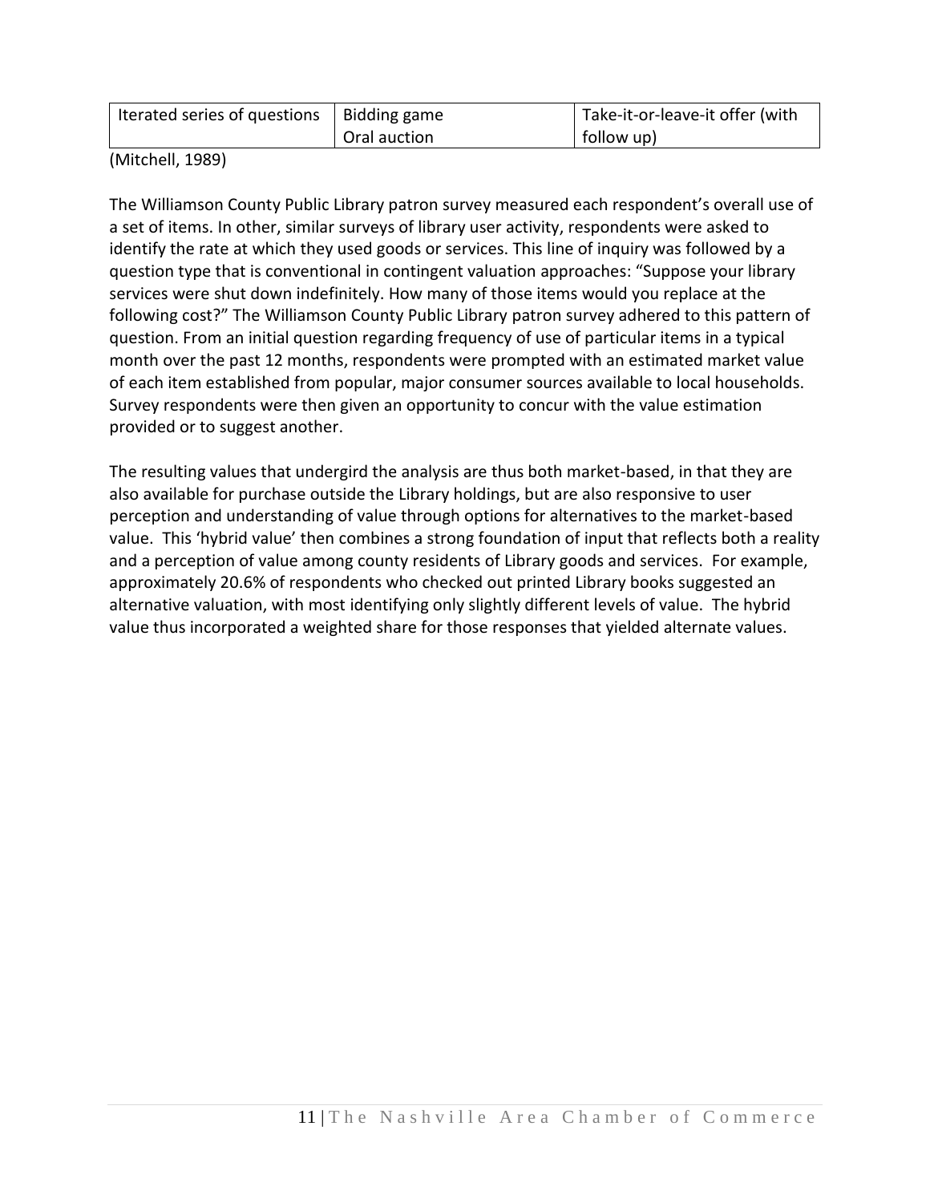| Iterated series of questions | Bidding game<br>Oral auction | Take-it-or-leave-it offer (with follow up) |
|---|---|---|

(Mitchell, 1989)

The Williamson County Public Library patron survey measured each respondent's overall use of a set of items. In other, similar surveys of library user activity, respondents were asked to identify the rate at which they used goods or services. This line of inquiry was followed by a question type that is conventional in contingent valuation approaches: "Suppose your library services were shut down indefinitely. How many of those items would you replace at the following cost?" The Williamson County Public Library patron survey adhered to this pattern of question. From an initial question regarding frequency of use of particular items in a typical month over the past 12 months, respondents were prompted with an estimated market value of each item established from popular, major consumer sources available to local households. Survey respondents were then given an opportunity to concur with the value estimation provided or to suggest another.

The resulting values that undergird the analysis are thus both market-based, in that they are also available for purchase outside the Library holdings, but are also responsive to user perception and understanding of value through options for alternatives to the market-based value. This 'hybrid value' then combines a strong foundation of input that reflects both a reality and a perception of value among county residents of Library goods and services. For example, approximately 20.6% of respondents who checked out printed Library books suggested an alternative valuation, with most identifying only slightly different levels of value. The hybrid value thus incorporated a weighted share for those responses that yielded alternate values.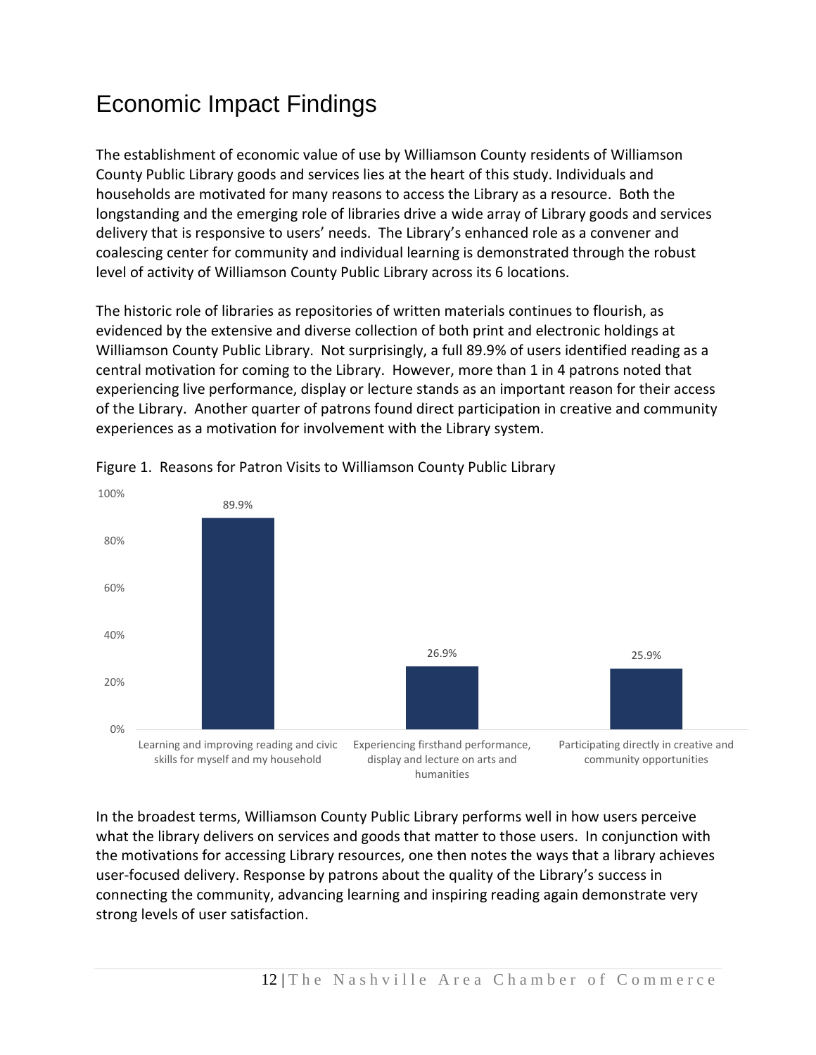# Economic Impact Findings

The establishment of economic value of use by Williamson County residents of Williamson County Public Library goods and services lies at the heart of this study. Individuals and households are motivated for many reasons to access the Library as a resource. Both the longstanding and the emerging role of libraries drive a wide array of Library goods and services delivery that is responsive to users' needs. The Library's enhanced role as a convener and coalescing center for community and individual learning is demonstrated through the robust level of activity of Williamson County Public Library across its 6 locations.

The historic role of libraries as repositories of written materials continues to flourish, as evidenced by the extensive and diverse collection of both print and electronic holdings at Williamson County Public Library. Not surprisingly, a full 89.9% of users identified reading as a central motivation for coming to the Library. However, more than 1 in 4 patrons noted that experiencing live performance, display or lecture stands as an important reason for their access of the Library. Another quarter of patrons found direct participation in creative and community experiences as a motivation for involvement with the Library system.

Figure 1. Reasons for Patron Visits to Williamson County Public Library

| Reason | Percent |
|---|---|
| Learning and improving reading and civic skills for myself and my household | 89.9% |
| Experiencing firsthand performance, display and lecture on arts and humanities | 26.9% |
| Participating directly in creative and community opportunities | 25.9% |

In the broadest terms, Williamson County Public Library performs well in how users perceive what the library delivers on services and goods that matter to those users. In conjunction with the motivations for accessing Library resources, one then notes the ways that a library achieves user-focused delivery. Response by patrons about the quality of the Library's success in connecting the community, advancing learning and inspiring reading again demonstrate very strong levels of user satisfaction.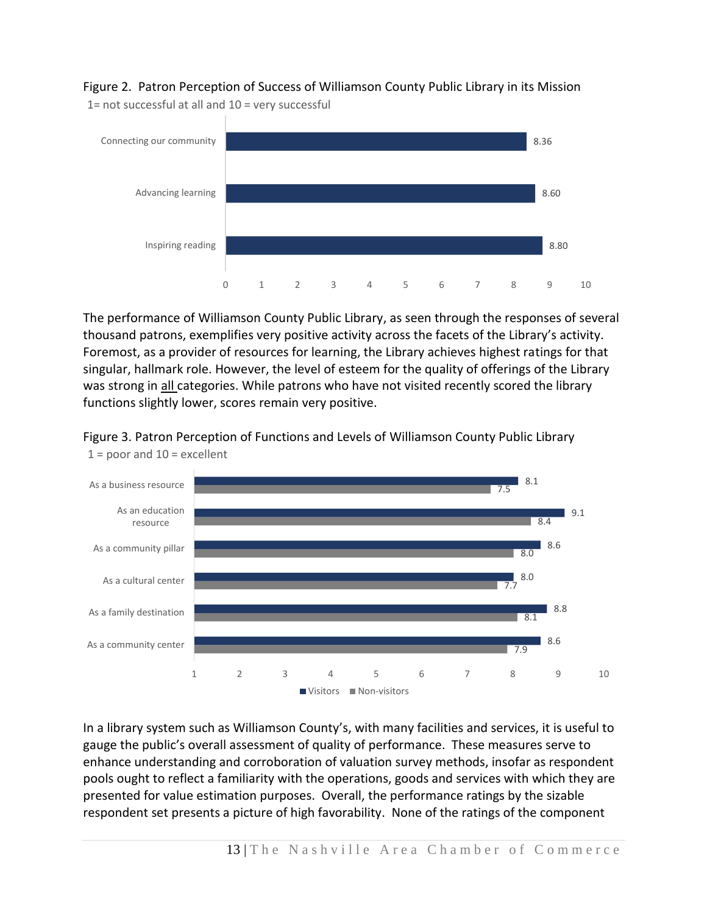Figure 2. Patron Perception of Success of Williamson County Public Library in its Mission

1= not successful at all and 10 = very successful

| Mission | Score |
|---|---|
| Connecting our community | 8.36 |
| Advancing learning | 8.60 |
| Inspiring reading | 8.80 |

The performance of Williamson County Public Library, as seen through the responses of several thousand patrons, exemplifies very positive activity across the facets of the Library's activity. Foremost, as a provider of resources for learning, the Library achieves highest ratings for that singular, hallmark role. However, the level of esteem for the quality of offerings of the Library was strong in all categories. While patrons who have not visited recently scored the library functions slightly lower, scores remain very positive.

Figure 3. Patron Perception of Functions and Levels of Williamson County Public Library

1 = poor and 10 = excellent

| Function | Visitors | Non-visitors |
|---|---|---|
| As a business resource | 8.1 | 7.5 |
| As an education resource | 9.1 | 8.4 |
| As a community pillar | 8.6 | 8.0 |
| As a cultural center | 8.0 | 7.7 |
| As a family destination | 8.8 | 8.1 |
| As a community center | 8.6 | 7.9 |

In a library system such as Williamson County's, with many facilities and services, it is useful to gauge the public's overall assessment of quality of performance. These measures serve to enhance understanding and corroboration of valuation survey methods, insofar as respondent pools ought to reflect a familiarity with the operations, goods and services with which they are presented for value estimation purposes. Overall, the performance ratings by the sizable respondent set presents a picture of high favorability. None of the ratings of the component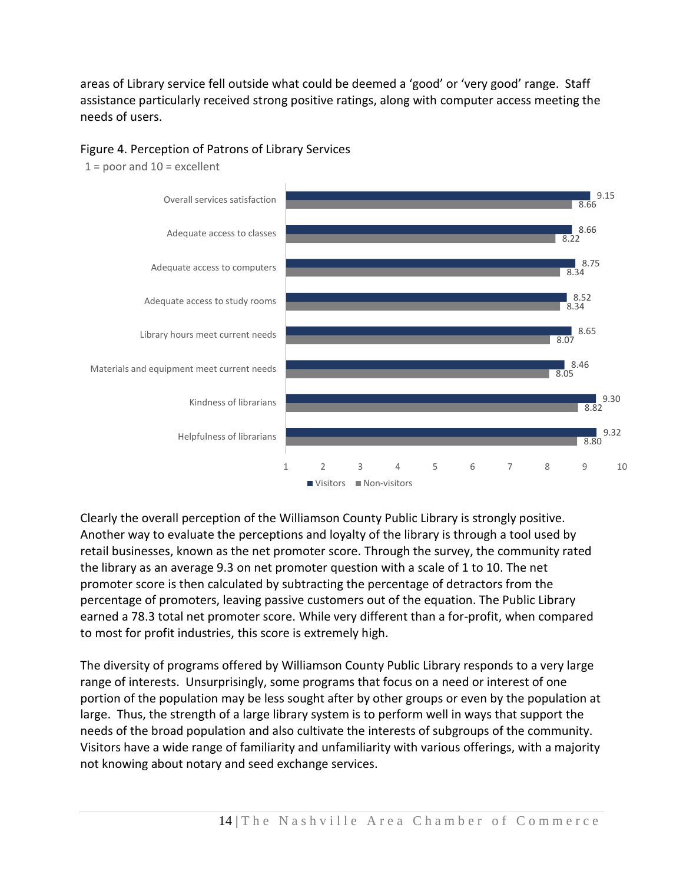areas of Library service fell outside what could be deemed a 'good' or 'very good' range. Staff assistance particularly received strong positive ratings, along with computer access meeting the needs of users.

Figure 4. Perception of Patrons of Library Services

1 = poor and 10 = excellent

| | Visitors | Non-visitors |
|---|---|---|
| Overall services satisfaction | 9.15 | 8.66 |
| Adequate access to classes | 8.66 | 8.22 |
| Adequate access to computers | 8.75 | 8.34 |
| Adequate access to study rooms | 8.52 | 8.34 |
| Library hours meet current needs | 8.65 | 8.07 |
| Materials and equipment meet current needs | 8.46 | 8.05 |
| Kindness of librarians | 9.30 | 8.82 |
| Helpfulness of librarians | 9.32 | 8.80 |

Clearly the overall perception of the Williamson County Public Library is strongly positive. Another way to evaluate the perceptions and loyalty of the library is through a tool used by retail businesses, known as the net promoter score. Through the survey, the community rated the library as an average 9.3 on net promoter question with a scale of 1 to 10. The net promoter score is then calculated by subtracting the percentage of detractors from the percentage of promoters, leaving passive customers out of the equation. The Public Library earned a 78.3 total net promoter score. While very different than a for-profit, when compared to most for profit industries, this score is extremely high.

The diversity of programs offered by Williamson County Public Library responds to a very large range of interests. Unsurprisingly, some programs that focus on a need or interest of one portion of the population may be less sought after by other groups or even by the population at large. Thus, the strength of a large library system is to perform well in ways that support the needs of the broad population and also cultivate the interests of subgroups of the community. Visitors have a wide range of familiarity and unfamiliarity with various offerings, with a majority not knowing about notary and seed exchange services.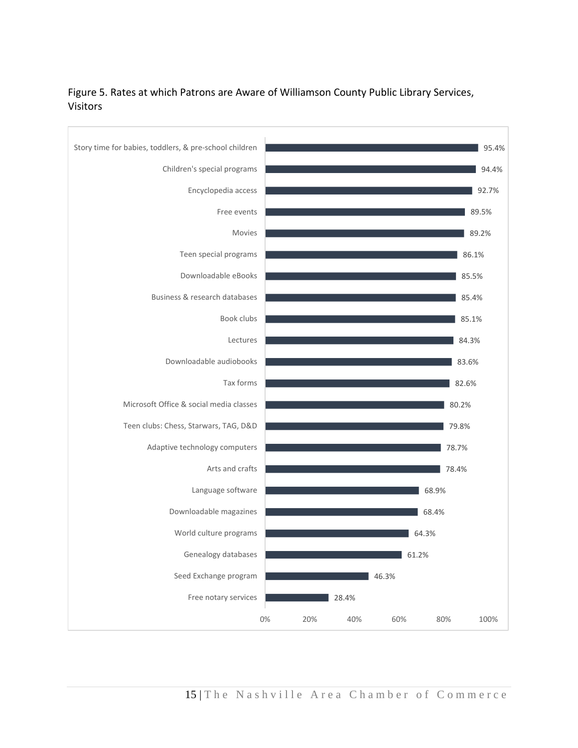Figure 5. Rates at which Patrons are Aware of Williamson County Public Library Services, Visitors

| Service | Rate |
|---|---|
| Story time for babies, toddlers, & pre-school children | 95.4% |
| Children's special programs | 94.4% |
| Encyclopedia access | 92.7% |
| Free events | 89.5% |
| Movies | 89.2% |
| Teen special programs | 86.1% |
| Downloadable eBooks | 85.5% |
| Business & research databases | 85.4% |
| Book clubs | 85.1% |
| Lectures | 84.3% |
| Downloadable audiobooks | 83.6% |
| Tax forms | 82.6% |
| Microsoft Office & social media classes | 80.2% |
| Teen clubs: Chess, Starwars, TAG, D&D | 79.8% |
| Adaptive technology computers | 78.7% |
| Arts and crafts | 78.4% |
| Language software | 68.9% |
| Downloadable magazines | 68.4% |
| World culture programs | 64.3% |
| Genealogy databases | 61.2% |
| Seed Exchange program | 46.3% |
| Free notary services | 28.4% |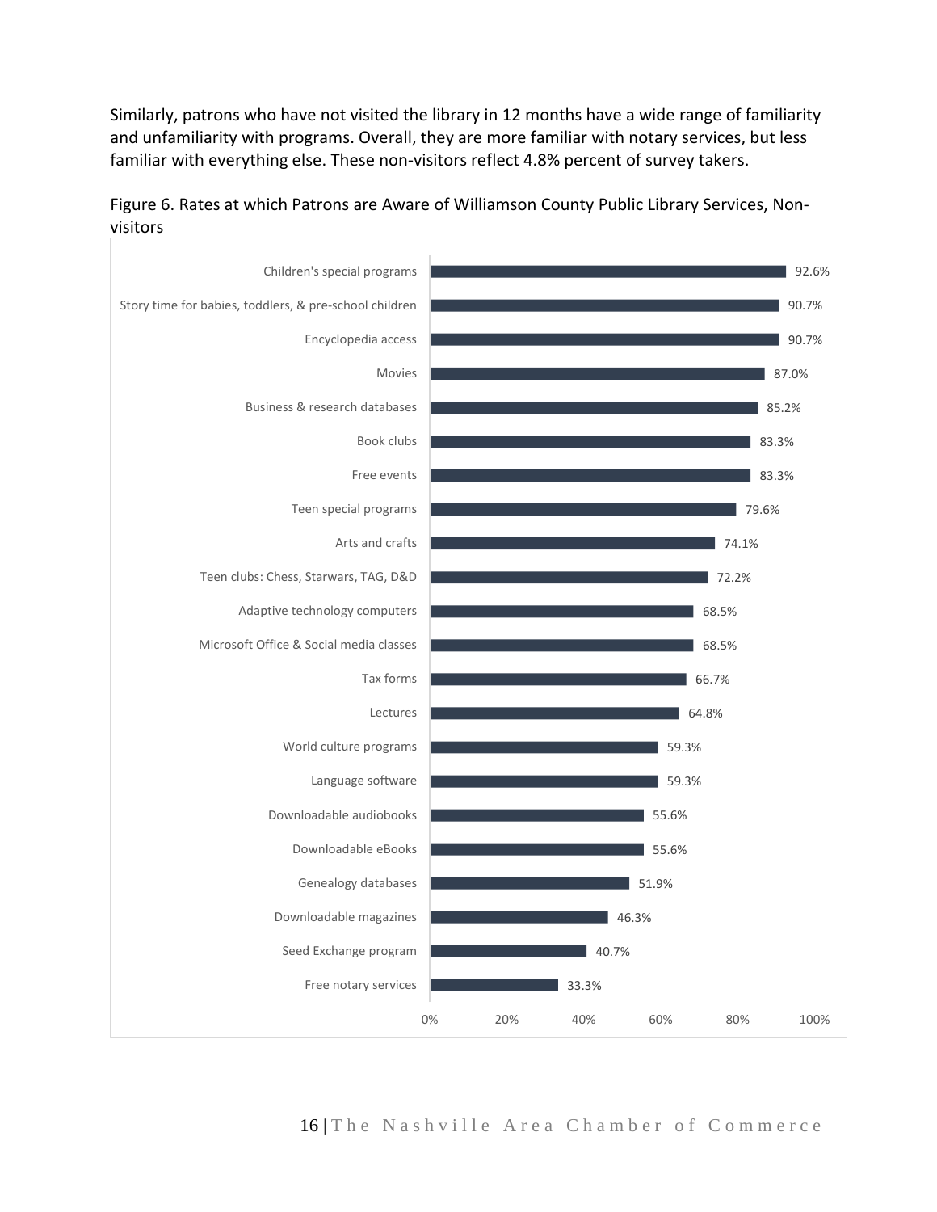Similarly, patrons who have not visited the library in 12 months have a wide range of familiarity and unfamiliarity with programs. Overall, they are more familiar with notary services, but less familiar with everything else. These non-visitors reflect 4.8% percent of survey takers.

Figure 6. Rates at which Patrons are Aware of Williamson County Public Library Services, Non-visitors

| Service | Rate |
|---|---|
| Children's special programs | 92.6% |
| Story time for babies, toddlers, & pre-school children | 90.7% |
| Encyclopedia access | 90.7% |
| Movies | 87.0% |
| Business & research databases | 85.2% |
| Book clubs | 83.3% |
| Free events | 83.3% |
| Teen special programs | 79.6% |
| Arts and crafts | 74.1% |
| Teen clubs: Chess, Starwars, TAG, D&D | 72.2% |
| Adaptive technology computers | 68.5% |
| Microsoft Office & Social media classes | 68.5% |
| Tax forms | 66.7% |
| Lectures | 64.8% |
| World culture programs | 59.3% |
| Language software | 59.3% |
| Downloadable audiobooks | 55.6% |
| Downloadable eBooks | 55.6% |
| Genealogy databases | 51.9% |
| Downloadable magazines | 46.3% |
| Seed Exchange program | 40.7% |
| Free notary services | 33.3% |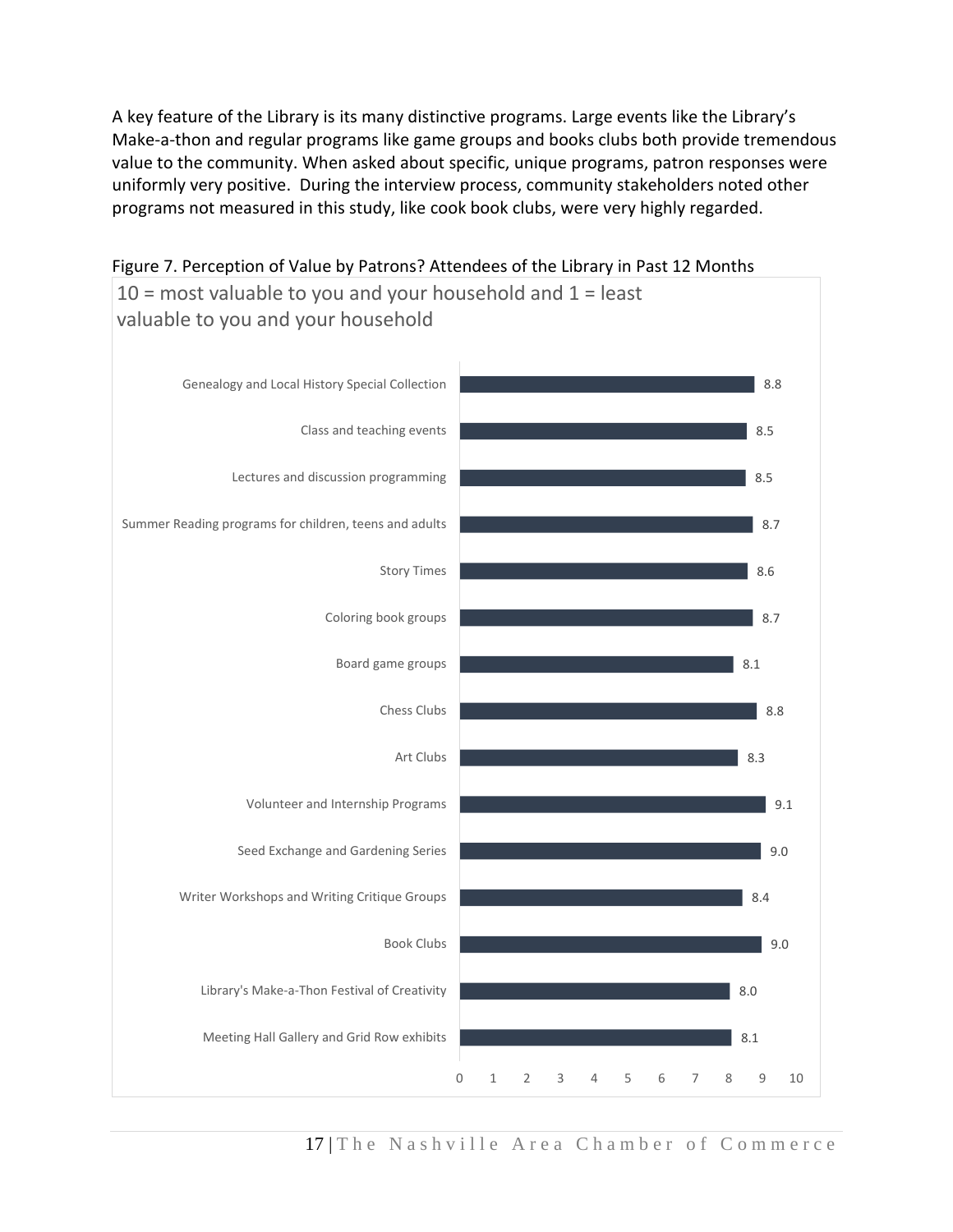A key feature of the Library is its many distinctive programs. Large events like the Library's Make-a-thon and regular programs like game groups and books clubs both provide tremendous value to the community. When asked about specific, unique programs, patron responses were uniformly very positive. During the interview process, community stakeholders noted other programs not measured in this study, like cook book clubs, were very highly regarded.

Figure 7. Perception of Value by Patrons? Attendees of the Library in Past 12 Months

10 = most valuable to you and your household and 1 = least valuable to you and your household

| Program | Rating |
|---|---|
| Genealogy and Local History Special Collection | 8.8 |
| Class and teaching events | 8.5 |
| Lectures and discussion programming | 8.5 |
| Summer Reading programs for children, teens and adults | 8.7 |
| Story Times | 8.6 |
| Coloring book groups | 8.7 |
| Board game groups | 8.1 |
| Chess Clubs | 8.8 |
| Art Clubs | 8.3 |
| Volunteer and Internship Programs | 9.1 |
| Seed Exchange and Gardening Series | 9.0 |
| Writer Workshops and Writing Critique Groups | 8.4 |
| Book Clubs | 9.0 |
| Library's Make-a-Thon Festival of Creativity | 8.0 |
| Meeting Hall Gallery and Grid Row exhibits | 8.1 |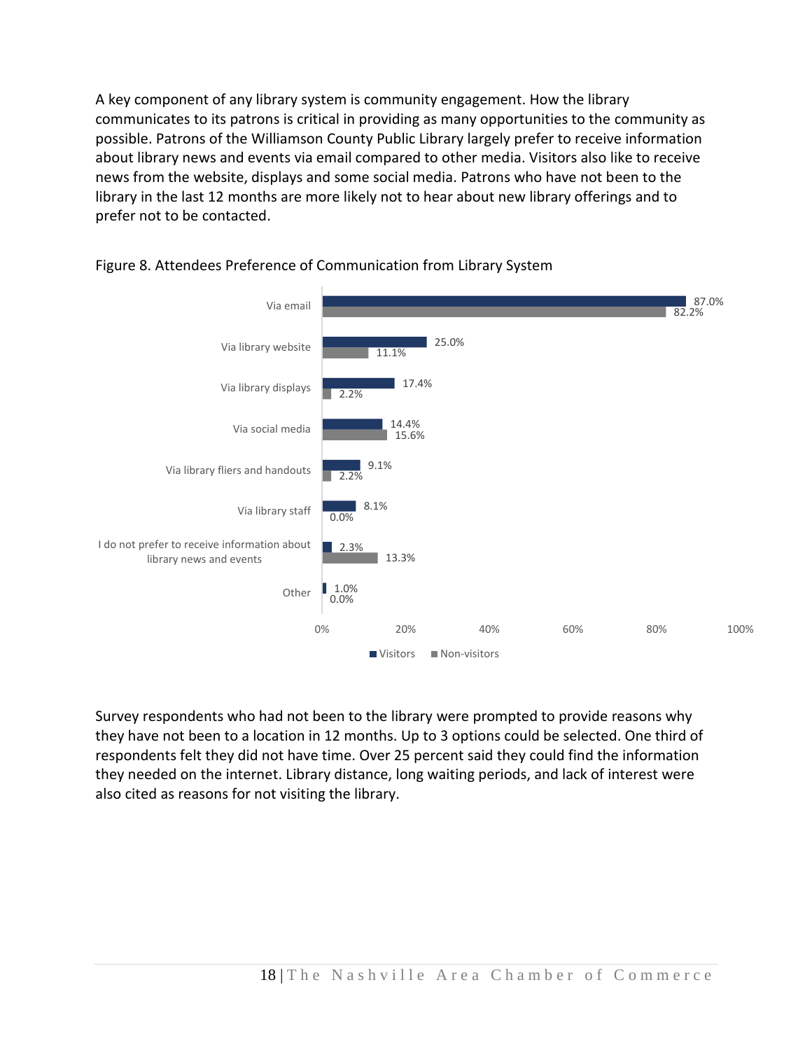A key component of any library system is community engagement. How the library communicates to its patrons is critical in providing as many opportunities to the community as possible. Patrons of the Williamson County Public Library largely prefer to receive information about library news and events via email compared to other media. Visitors also like to receive news from the website, displays and some social media. Patrons who have not been to the library in the last 12 months are more likely not to hear about new library offerings and to prefer not to be contacted.

Figure 8. Attendees Preference of Communication from Library System

| | Visitors | Non-visitors |
|---|---|---|
| Via email | 87.0% | 82.2% |
| Via library website | 25.0% | 11.1% |
| Via library displays | 17.4% | 2.2% |
| Via social media | 14.4% | 15.6% |
| Via library fliers and handouts | 9.1% | 2.2% |
| Via library staff | 8.1% | 0.0% |
| I do not prefer to receive information about library news and events | 2.3% | 13.3% |
| Other | 1.0% | 0.0% |

Survey respondents who had not been to the library were prompted to provide reasons why they have not been to a location in 12 months. Up to 3 options could be selected. One third of respondents felt they did not have time. Over 25 percent said they could find the information they needed on the internet. Library distance, long waiting periods, and lack of interest were also cited as reasons for not visiting the library.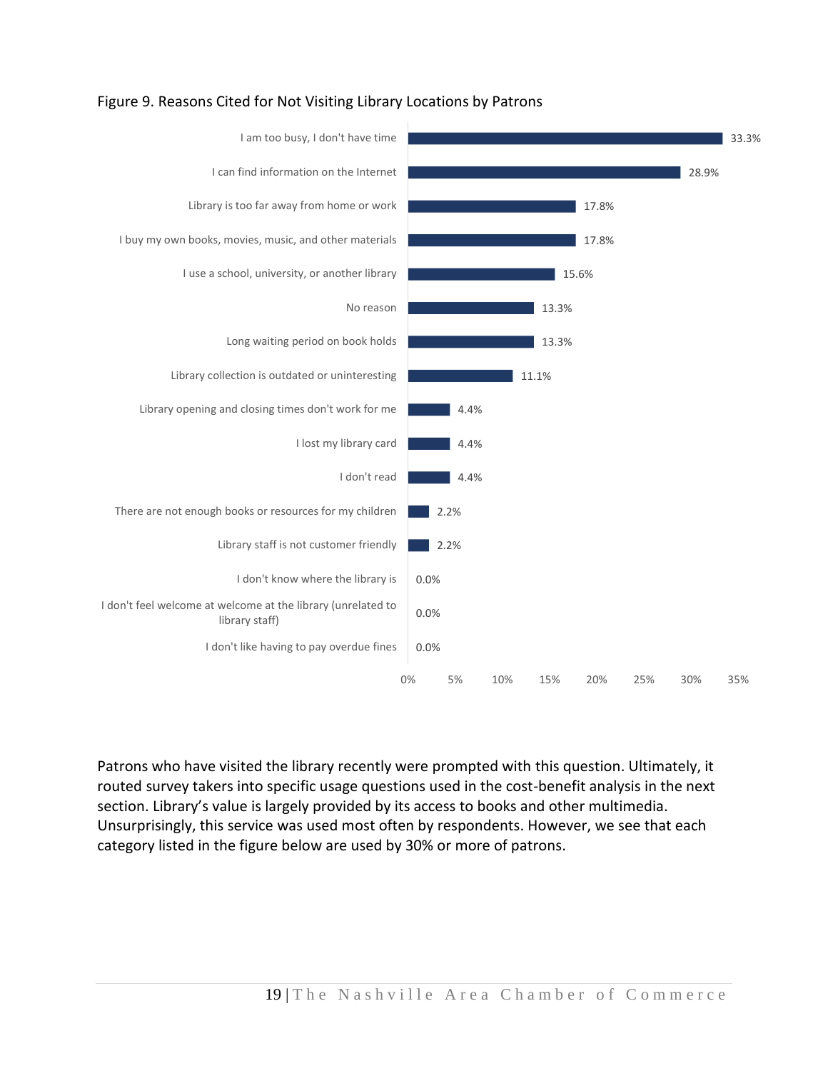Figure 9. Reasons Cited for Not Visiting Library Locations by Patrons

| Reason | Percentage |
|---|---|
| I am too busy, I don't have time | 33.3% |
| I can find information on the Internet | 28.9% |
| Library is too far away from home or work | 17.8% |
| I buy my own books, movies, music, and other materials | 17.8% |
| I use a school, university, or another library | 15.6% |
| No reason | 13.3% |
| Long waiting period on book holds | 13.3% |
| Library collection is outdated or uninteresting | 11.1% |
| Library opening and closing times don't work for me | 4.4% |
| I lost my library card | 4.4% |
| I don't read | 4.4% |
| There are not enough books or resources for my children | 2.2% |
| Library staff is not customer friendly | 2.2% |
| I don't know where the library is | 0.0% |
| I don't feel welcome at welcome at the library (unrelated to library staff) | 0.0% |
| I don't like having to pay overdue fines | 0.0% |

Patrons who have visited the library recently were prompted with this question. Ultimately, it routed survey takers into specific usage questions used in the cost-benefit analysis in the next section. Library's value is largely provided by its access to books and other multimedia. Unsurprisingly, this service was used most often by respondents. However, we see that each category listed in the figure below are used by 30% or more of patrons.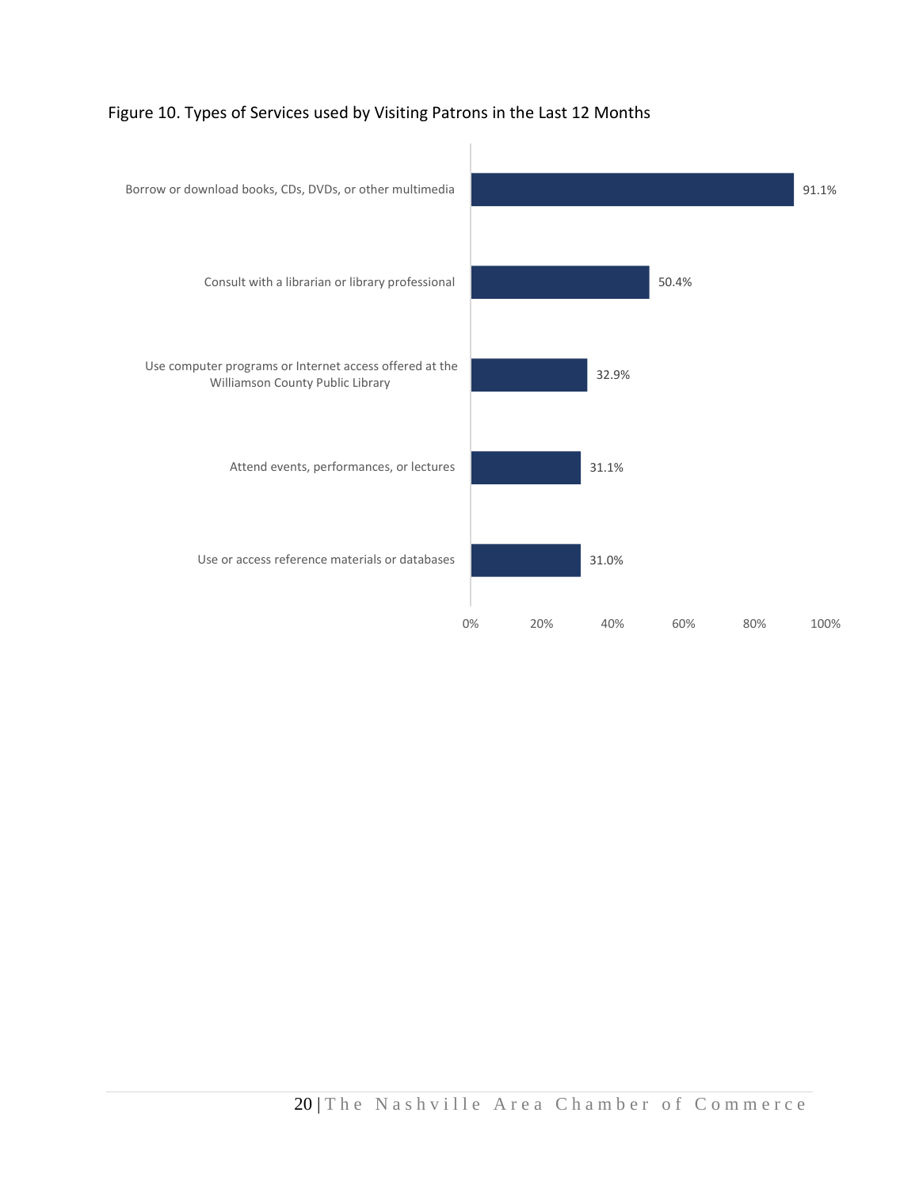Figure 10. Types of Services used by Visiting Patrons in the Last 12 Months

| Service | Percent |
| --- | --- |
| Borrow or download books, CDs, DVDs, or other multimedia | 91.1% |
| Consult with a librarian or library professional | 50.4% |
| Use computer programs or Internet access offered at the Williamson County Public Library | 32.9% |
| Attend events, performances, or lectures | 31.1% |
| Use or access reference materials or databases | 31.0% |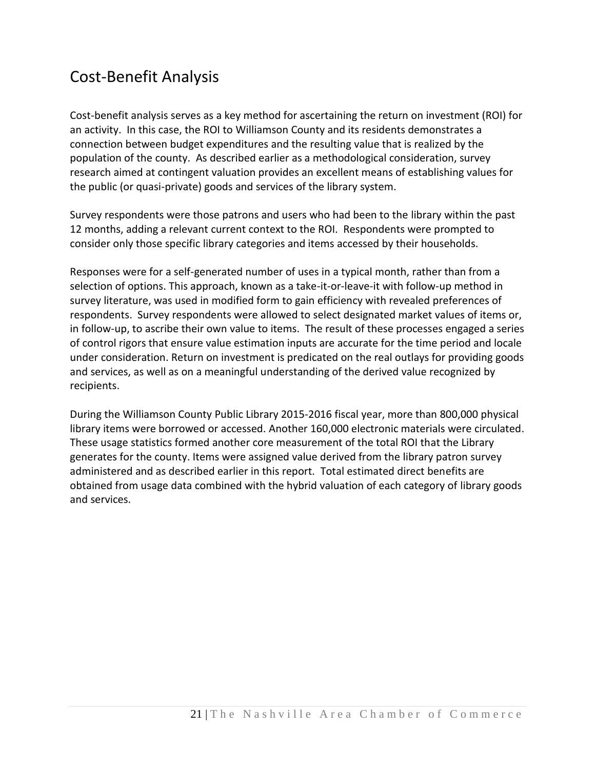# Cost-Benefit Analysis

Cost-benefit analysis serves as a key method for ascertaining the return on investment (ROI) for an activity. In this case, the ROI to Williamson County and its residents demonstrates a connection between budget expenditures and the resulting value that is realized by the population of the county. As described earlier as a methodological consideration, survey research aimed at contingent valuation provides an excellent means of establishing values for the public (or quasi-private) goods and services of the library system.

Survey respondents were those patrons and users who had been to the library within the past 12 months, adding a relevant current context to the ROI. Respondents were prompted to consider only those specific library categories and items accessed by their households.

Responses were for a self-generated number of uses in a typical month, rather than from a selection of options. This approach, known as a take-it-or-leave-it with follow-up method in survey literature, was used in modified form to gain efficiency with revealed preferences of respondents. Survey respondents were allowed to select designated market values of items or, in follow-up, to ascribe their own value to items. The result of these processes engaged a series of control rigors that ensure value estimation inputs are accurate for the time period and locale under consideration. Return on investment is predicated on the real outlays for providing goods and services, as well as on a meaningful understanding of the derived value recognized by recipients.

During the Williamson County Public Library 2015-2016 fiscal year, more than 800,000 physical library items were borrowed or accessed. Another 160,000 electronic materials were circulated. These usage statistics formed another core measurement of the total ROI that the Library generates for the county. Items were assigned value derived from the library patron survey administered and as described earlier in this report. Total estimated direct benefits are obtained from usage data combined with the hybrid valuation of each category of library goods and services.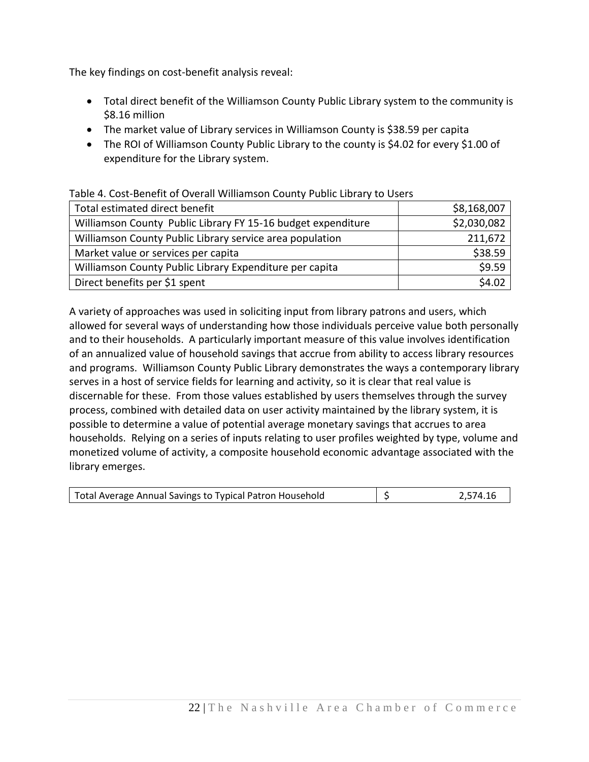The key findings on cost-benefit analysis reveal:

- Total direct benefit of the Williamson County Public Library system to the community is $8.16 million
- The market value of Library services in Williamson County is $38.59 per capita
- The ROI of Williamson County Public Library to the county is $4.02 for every $1.00 of expenditure for the Library system.

Table 4. Cost-Benefit of Overall Williamson County Public Library to Users

| | |
|---|---:|
| Total estimated direct benefit | $8,168,007 |
| Williamson County Public Library FY 15-16 budget expenditure | $2,030,082 |
| Williamson County Public Library service area population | 211,672 |
| Market value or services per capita | $38.59 |
| Williamson County Public Library Expenditure per capita | $9.59 |
| Direct benefits per $1 spent | $4.02 |

A variety of approaches was used in soliciting input from library patrons and users, which allowed for several ways of understanding how those individuals perceive value both personally and to their households. A particularly important measure of this value involves identification of an annualized value of household savings that accrue from ability to access library resources and programs. Williamson County Public Library demonstrates the ways a contemporary library serves in a host of service fields for learning and activity, so it is clear that real value is discernable for these. From those values established by users themselves through the survey process, combined with detailed data on user activity maintained by the library system, it is possible to determine a value of potential average monetary savings that accrues to area households. Relying on a series of inputs relating to user profiles weighted by type, volume and monetized volume of activity, a composite household economic advantage associated with the library emerges.

| | | |
|---|---|---:|
| Total Average Annual Savings to Typical Patron Household | $ | 2,574.16 |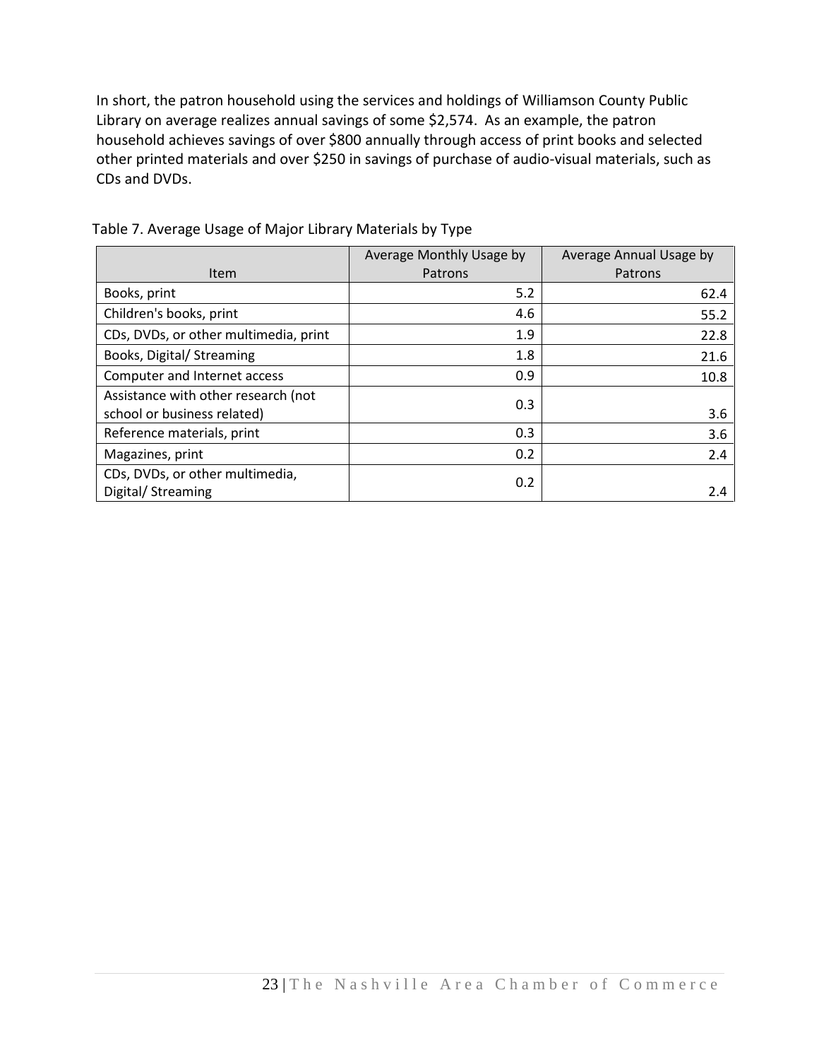In short, the patron household using the services and holdings of Williamson County Public Library on average realizes annual savings of some $2,574. As an example, the patron household achieves savings of over $800 annually through access of print books and selected other printed materials and over $250 in savings of purchase of audio-visual materials, such as CDs and DVDs.

Table 7. Average Usage of Major Library Materials by Type

| Item | Average Monthly Usage by Patrons | Average Annual Usage by Patrons |
|---|---|---|
| Books, print | 5.2 | 62.4 |
| Children's books, print | 4.6 | 55.2 |
| CDs, DVDs, or other multimedia, print | 1.9 | 22.8 |
| Books, Digital/ Streaming | 1.8 | 21.6 |
| Computer and Internet access | 0.9 | 10.8 |
| Assistance with other research (not school or business related) | 0.3 | 3.6 |
| Reference materials, print | 0.3 | 3.6 |
| Magazines, print | 0.2 | 2.4 |
| CDs, DVDs, or other multimedia, Digital/ Streaming | 0.2 | 2.4 |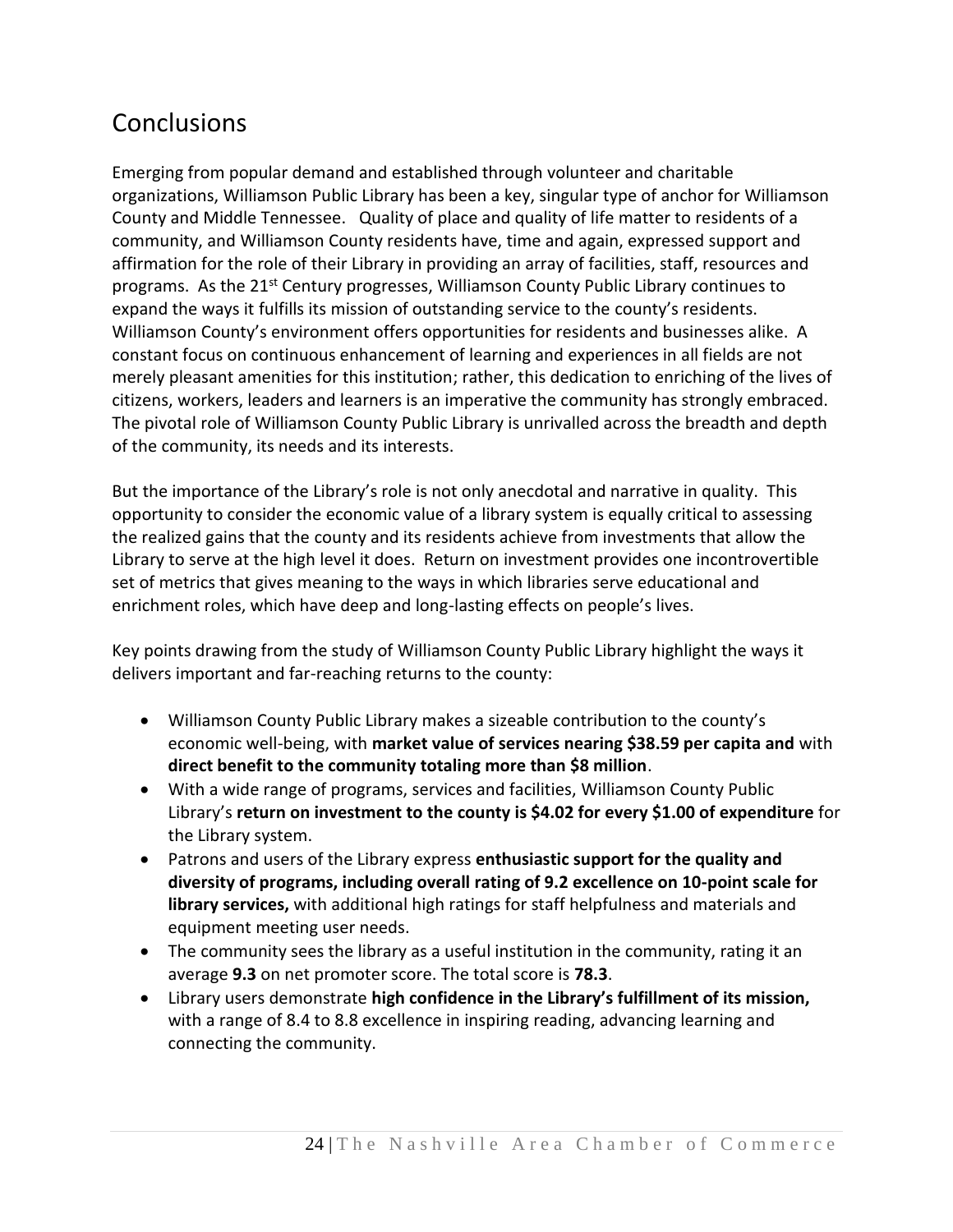## Conclusions

Emerging from popular demand and established through volunteer and charitable organizations, Williamson Public Library has been a key, singular type of anchor for Williamson County and Middle Tennessee. Quality of place and quality of life matter to residents of a community, and Williamson County residents have, time and again, expressed support and affirmation for the role of their Library in providing an array of facilities, staff, resources and programs. As the 21st Century progresses, Williamson County Public Library continues to expand the ways it fulfills its mission of outstanding service to the county's residents. Williamson County's environment offers opportunities for residents and businesses alike. A constant focus on continuous enhancement of learning and experiences in all fields are not merely pleasant amenities for this institution; rather, this dedication to enriching of the lives of citizens, workers, leaders and learners is an imperative the community has strongly embraced. The pivotal role of Williamson County Public Library is unrivalled across the breadth and depth of the community, its needs and its interests.

But the importance of the Library's role is not only anecdotal and narrative in quality. This opportunity to consider the economic value of a library system is equally critical to assessing the realized gains that the county and its residents achieve from investments that allow the Library to serve at the high level it does. Return on investment provides one incontrovertible set of metrics that gives meaning to the ways in which libraries serve educational and enrichment roles, which have deep and long-lasting effects on people's lives.

Key points drawing from the study of Williamson County Public Library highlight the ways it delivers important and far-reaching returns to the county:

- Williamson County Public Library makes a sizeable contribution to the county's economic well-being, with **market value of services nearing $38.59 per capita and** with **direct benefit to the community totaling more than $8 million**.
- With a wide range of programs, services and facilities, Williamson County Public Library's **return on investment to the county is $4.02 for every $1.00 of expenditure** for the Library system.
- Patrons and users of the Library express **enthusiastic support for the quality and diversity of programs, including overall rating of 9.2 excellence on 10-point scale for library services,** with additional high ratings for staff helpfulness and materials and equipment meeting user needs.
- The community sees the library as a useful institution in the community, rating it an average **9.3** on net promoter score. The total score is **78.3**.
- Library users demonstrate **high confidence in the Library's fulfillment of its mission,** with a range of 8.4 to 8.8 excellence in inspiring reading, advancing learning and connecting the community.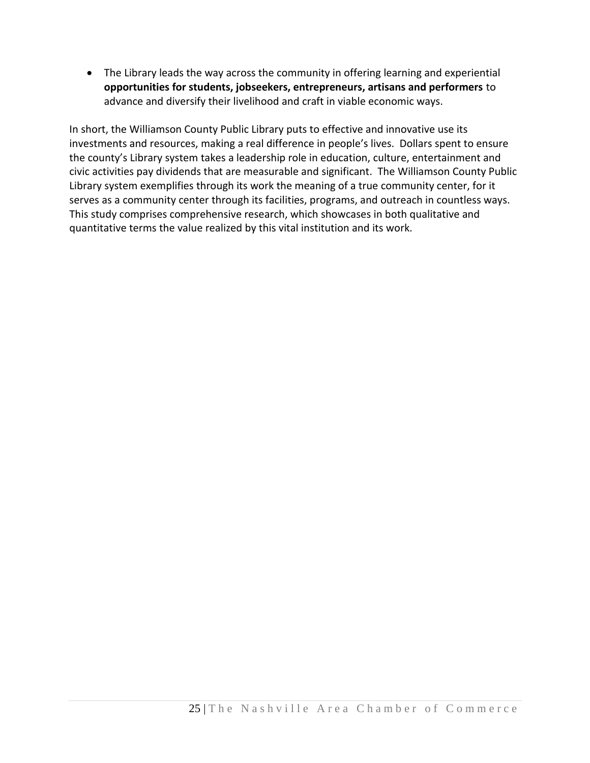- The Library leads the way across the community in offering learning and experiential **opportunities for students, jobseekers, entrepreneurs, artisans and performers** to advance and diversify their livelihood and craft in viable economic ways.

In short, the Williamson County Public Library puts to effective and innovative use its investments and resources, making a real difference in people's lives. Dollars spent to ensure the county's Library system takes a leadership role in education, culture, entertainment and civic activities pay dividends that are measurable and significant. The Williamson County Public Library system exemplifies through its work the meaning of a true community center, for it serves as a community center through its facilities, programs, and outreach in countless ways. This study comprises comprehensive research, which showcases in both qualitative and quantitative terms the value realized by this vital institution and its work.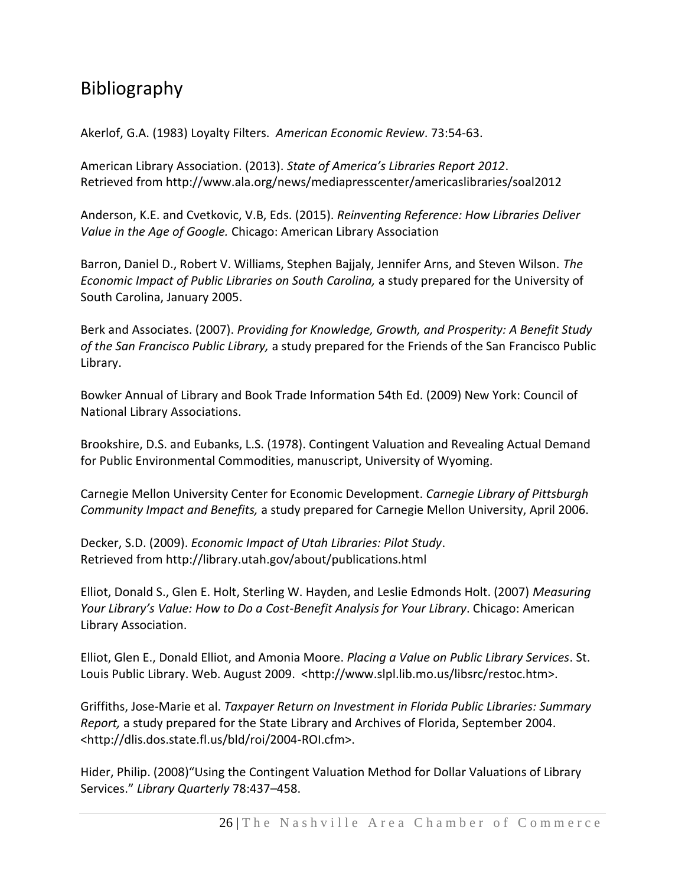# Bibliography

Akerlof, G.A. (1983) Loyalty Filters. *American Economic Review*. 73:54-63.

American Library Association. (2013). *State of America's Libraries Report 2012*. Retrieved from http://www.ala.org/news/mediapresscenter/americaslibraries/soal2012

Anderson, K.E. and Cvetkovic, V.B, Eds. (2015). *Reinventing Reference: How Libraries Deliver Value in the Age of Google.* Chicago: American Library Association

Barron, Daniel D., Robert V. Williams, Stephen Bajjaly, Jennifer Arns, and Steven Wilson. *The Economic Impact of Public Libraries on South Carolina,* a study prepared for the University of South Carolina, January 2005.

Berk and Associates. (2007). *Providing for Knowledge, Growth, and Prosperity: A Benefit Study of the San Francisco Public Library,* a study prepared for the Friends of the San Francisco Public Library.

Bowker Annual of Library and Book Trade Information 54th Ed. (2009) New York: Council of National Library Associations.

Brookshire, D.S. and Eubanks, L.S. (1978). Contingent Valuation and Revealing Actual Demand for Public Environmental Commodities, manuscript, University of Wyoming.

Carnegie Mellon University Center for Economic Development. *Carnegie Library of Pittsburgh Community Impact and Benefits,* a study prepared for Carnegie Mellon University, April 2006.

Decker, S.D. (2009). *Economic Impact of Utah Libraries: Pilot Study*. Retrieved from http://library.utah.gov/about/publications.html

Elliot, Donald S., Glen E. Holt, Sterling W. Hayden, and Leslie Edmonds Holt. (2007) *Measuring Your Library's Value: How to Do a Cost-Benefit Analysis for Your Library*. Chicago: American Library Association.

Elliot, Glen E., Donald Elliot, and Amonia Moore. *Placing a Value on Public Library Services*. St. Louis Public Library. Web. August 2009. <http://www.slpl.lib.mo.us/libsrc/restoc.htm>.

Griffiths, Jose-Marie et al. *Taxpayer Return on Investment in Florida Public Libraries: Summary Report,* a study prepared for the State Library and Archives of Florida, September 2004. <http://dlis.dos.state.fl.us/bld/roi/2004-ROI.cfm>.

Hider, Philip. (2008)"Using the Contingent Valuation Method for Dollar Valuations of Library Services." *Library Quarterly* 78:437–458.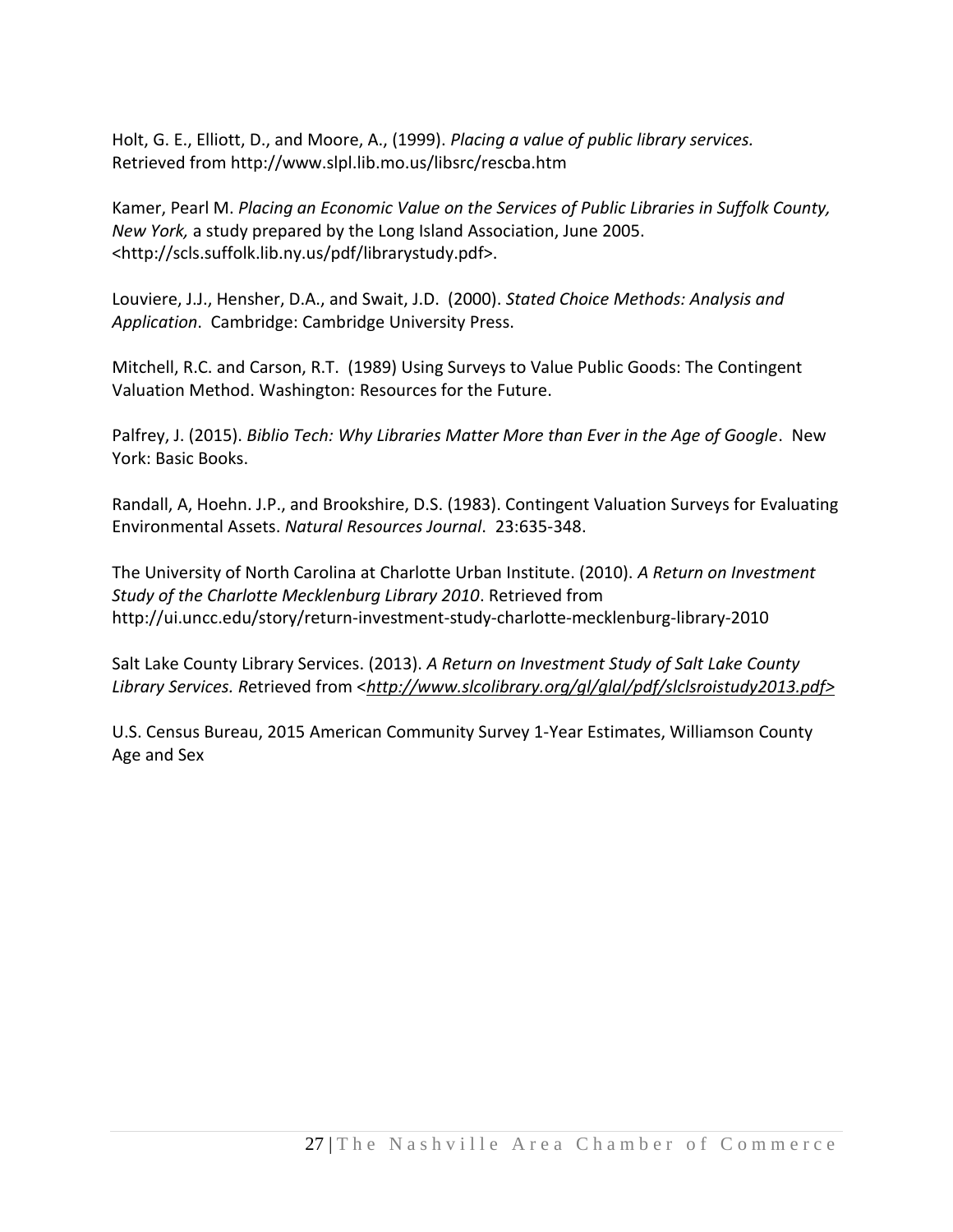Holt, G. E., Elliott, D., and Moore, A., (1999). *Placing a value of public library services.* Retrieved from http://www.slpl.lib.mo.us/libsrc/rescba.htm

Kamer, Pearl M. *Placing an Economic Value on the Services of Public Libraries in Suffolk County, New York,* a study prepared by the Long Island Association, June 2005. <http://scls.suffolk.lib.ny.us/pdf/librarystudy.pdf>.

Louviere, J.J., Hensher, D.A., and Swait, J.D. (2000). *Stated Choice Methods: Analysis and Application*. Cambridge: Cambridge University Press.

Mitchell, R.C. and Carson, R.T. (1989) Using Surveys to Value Public Goods: The Contingent Valuation Method. Washington: Resources for the Future.

Palfrey, J. (2015). *Biblio Tech: Why Libraries Matter More than Ever in the Age of Google*. New York: Basic Books.

Randall, A, Hoehn. J.P., and Brookshire, D.S. (1983). Contingent Valuation Surveys for Evaluating Environmental Assets. *Natural Resources Journal*. 23:635-348.

The University of North Carolina at Charlotte Urban Institute. (2010). *A Return on Investment Study of the Charlotte Mecklenburg Library 2010*. Retrieved from http://ui.uncc.edu/story/return-investment-study-charlotte-mecklenburg-library-2010

Salt Lake County Library Services. (2013). *A Return on Investment Study of Salt Lake County Library Services.* Retrieved from <*http://www.slcolibrary.org/gl/glal/pdf/slclsroistudy2013.pdf*>

U.S. Census Bureau, 2015 American Community Survey 1-Year Estimates, Williamson County Age and Sex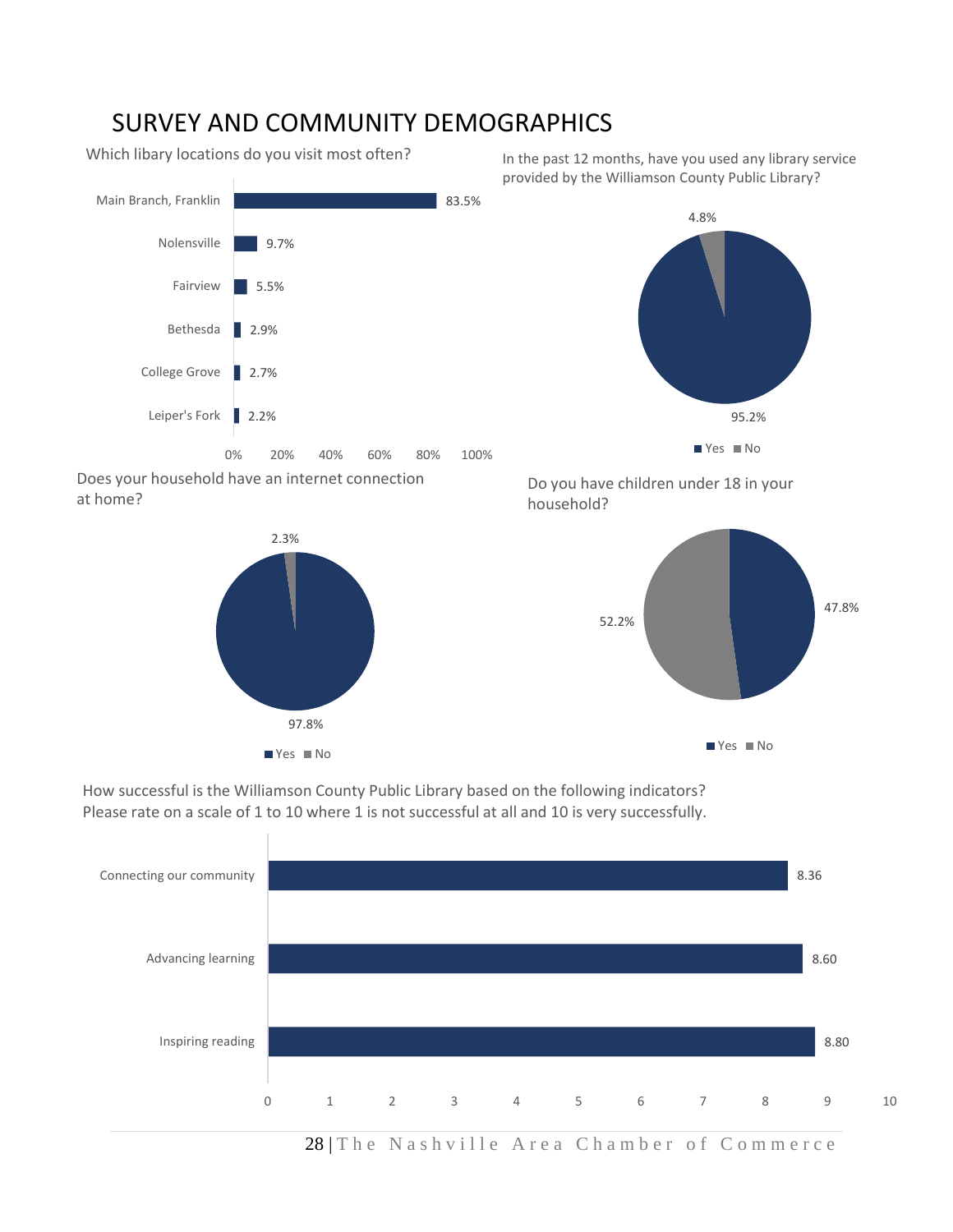# SURVEY AND COMMUNITY DEMOGRAPHICS

Which libary locations do you visit most often?

| Location | Percent |
|---|---|
| Main Branch, Franklin | 83.5% |
| Nolensville | 9.7% |
| Fairview | 5.5% |
| Bethesda | 2.9% |
| College Grove | 2.7% |
| Leiper's Fork | 2.2% |

In the past 12 months, have you used any library service provided by the Williamson County Public Library?

| Response | Percent |
|---|---|
| Yes | 95.2% |
| No | 4.8% |

Does your household have an internet connection at home?

| Response | Percent |
|---|---|
| Yes | 97.8% |
| No | 2.3% |

Do you have children under 18 in your household?

| Response | Percent |
|---|---|
| Yes | 47.8% |
| No | 52.2% |

How successful is the Williamson County Public Library based on the following indicators? Please rate on a scale of 1 to 10 where 1 is not successful at all and 10 is very successfully.

| Indicator | Rating |
|---|---|
| Connecting our community | 8.36 |
| Advancing learning | 8.60 |
| Inspiring reading | 8.80 |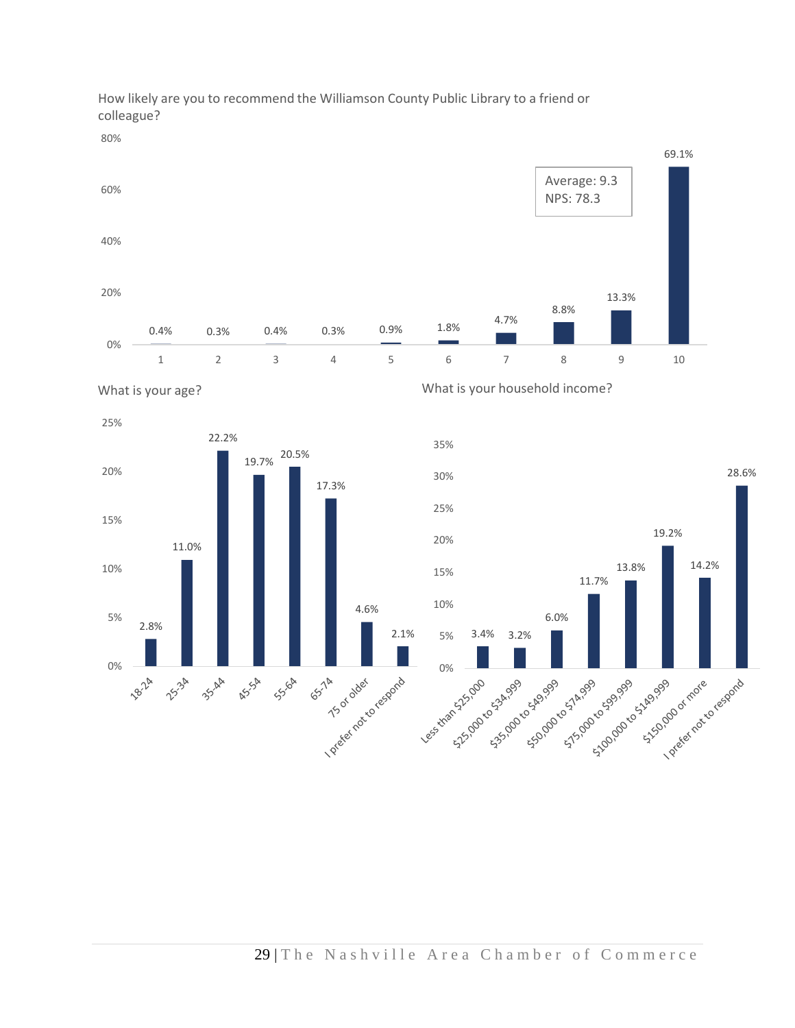How likely are you to recommend the Williamson County Public Library to a friend or colleague?

| Rating | Percent |
|---|---|
| 1 | 0.4% |
| 2 | 0.3% |
| 3 | 0.4% |
| 4 | 0.3% |
| 5 | 0.9% |
| 6 | 1.8% |
| 7 | 4.7% |
| 8 | 8.8% |
| 9 | 13.3% |
| 10 | 69.1% |

Average: 9.3
NPS: 78.3

What is your age?

| Age | Percent |
|---|---|
| 18-24 | 2.8% |
| 25-34 | 11.0% |
| 35-44 | 22.2% |
| 45-54 | 19.7% |
| 55-64 | 20.5% |
| 65-74 | 17.3% |
| 75 or older | 4.6% |
| I prefer not to respond | 2.1% |

What is your household income?

| Household income | Percent |
|---|---|
| Less than $25,000 | 3.4% |
| $25,000 to $34,999 | 3.2% |
| $35,000 to $49,999 | 6.0% |
| $50,000 to $74,999 | 11.7% |
| $75,000 to $99,999 | 13.8% |
| $100,000 to $149,999 | 19.2% |
| $150,000 or more | 14.2% |
| I prefer not to respond | 28.6% |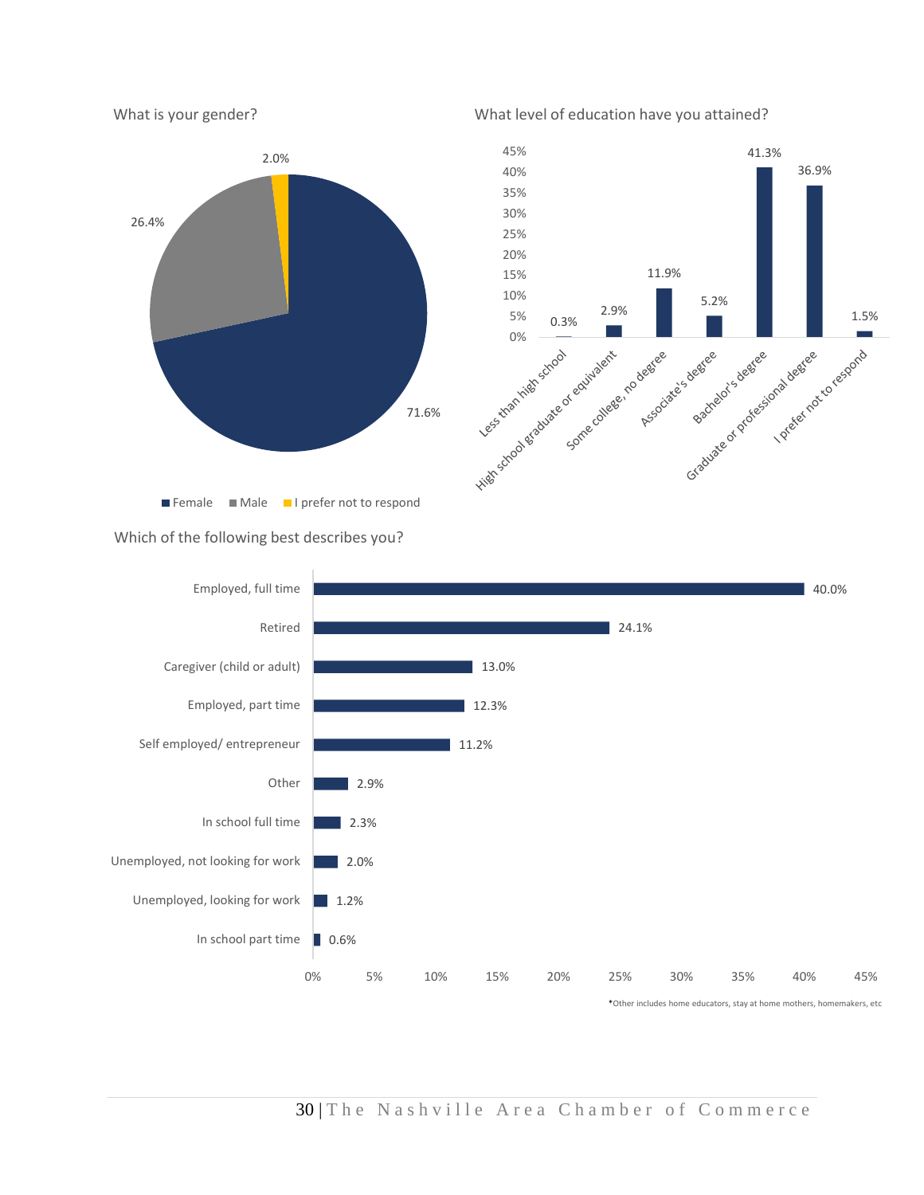What is your gender?

| Response | Percentage |
|---|---|
| Female | 71.6% |
| Male | 26.4% |
| I prefer not to respond | 2.0% |

What level of education have you attained?

| Response | Percentage |
|---|---|
| Less than high school | 0.3% |
| High school graduate or equivalent | 2.9% |
| Some college, no degree | 11.9% |
| Associate's degree | 5.2% |
| Bachelor's degree | 41.3% |
| Graduate or professional degree | 36.9% |
| I prefer not to respond | 1.5% |

Which of the following best describes you?

| Response | Percentage |
|---|---|
| Employed, full time | 40.0% |
| Retired | 24.1% |
| Caregiver (child or adult) | 13.0% |
| Employed, part time | 12.3% |
| Self employed/ entrepreneur | 11.2% |
| Other | 2.9% |
| In school full time | 2.3% |
| Unemployed, not looking for work | 2.0% |
| Unemployed, looking for work | 1.2% |
| In school part time | 0.6% |

*Other includes home educators, stay at home mothers, homemakers, etc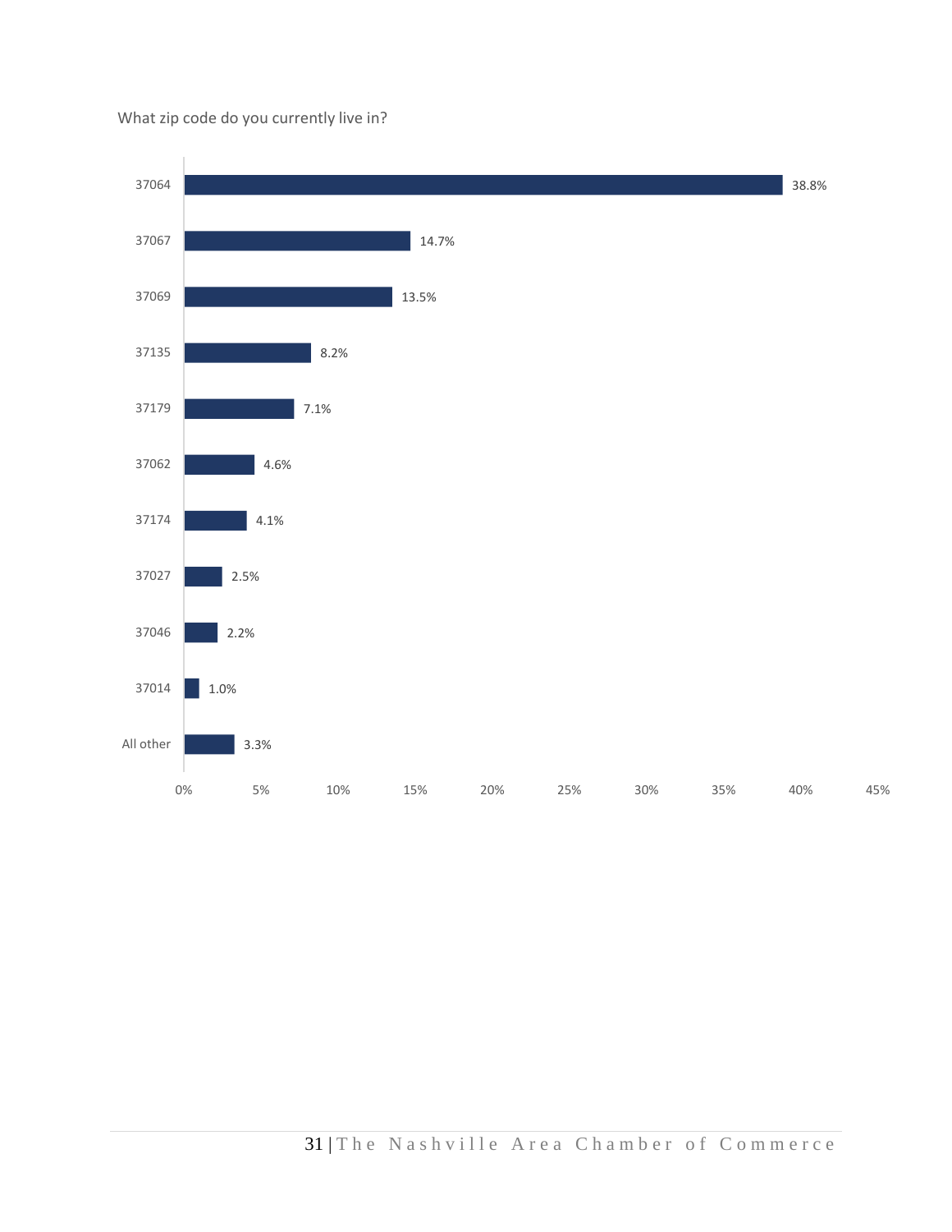What zip code do you currently live in?

| Zip code | Percent |
|---|---|
| 37064 | 38.8% |
| 37067 | 14.7% |
| 37069 | 13.5% |
| 37135 | 8.2% |
| 37179 | 7.1% |
| 37062 | 4.6% |
| 37174 | 4.1% |
| 37027 | 2.5% |
| 37046 | 2.2% |
| 37014 | 1.0% |
| All other | 3.3% |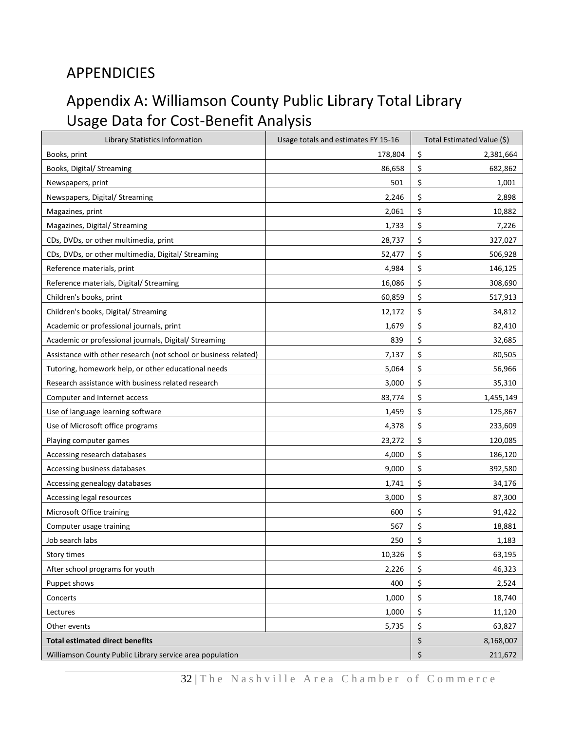# APPENDICIES

## Appendix A: Williamson County Public Library Total Library Usage Data for Cost-Benefit Analysis

| Library Statistics Information | Usage totals and estimates FY 15-16 | Total Estimated Value ($) |
|---|---|---|
| Books, print | 178,804 | $ 2,381,664 |
| Books, Digital/ Streaming | 86,658 | $ 682,862 |
| Newspapers, print | 501 | $ 1,001 |
| Newspapers, Digital/ Streaming | 2,246 | $ 2,898 |
| Magazines, print | 2,061 | $ 10,882 |
| Magazines, Digital/ Streaming | 1,733 | $ 7,226 |
| CDs, DVDs, or other multimedia, print | 28,737 | $ 327,027 |
| CDs, DVDs, or other multimedia, Digital/ Streaming | 52,477 | $ 506,928 |
| Reference materials, print | 4,984 | $ 146,125 |
| Reference materials, Digital/ Streaming | 16,086 | $ 308,690 |
| Children's books, print | 60,859 | $ 517,913 |
| Children's books, Digital/ Streaming | 12,172 | $ 34,812 |
| Academic or professional journals, print | 1,679 | $ 82,410 |
| Academic or professional journals, Digital/ Streaming | 839 | $ 32,685 |
| Assistance with other research (not school or business related) | 7,137 | $ 80,505 |
| Tutoring, homework help, or other educational needs | 5,064 | $ 56,966 |
| Research assistance with business related research | 3,000 | $ 35,310 |
| Computer and Internet access | 83,774 | $ 1,455,149 |
| Use of language learning software | 1,459 | $ 125,867 |
| Use of Microsoft office programs | 4,378 | $ 233,609 |
| Playing computer games | 23,272 | $ 120,085 |
| Accessing research databases | 4,000 | $ 186,120 |
| Accessing business databases | 9,000 | $ 392,580 |
| Accessing genealogy databases | 1,741 | $ 34,176 |
| Accessing legal resources | 3,000 | $ 87,300 |
| Microsoft Office training | 600 | $ 91,422 |
| Computer usage training | 567 | $ 18,881 |
| Job search labs | 250 | $ 1,183 |
| Story times | 10,326 | $ 63,195 |
| After school programs for youth | 2,226 | $ 46,323 |
| Puppet shows | 400 | $ 2,524 |
| Concerts | 1,000 | $ 18,740 |
| Lectures | 1,000 | $ 11,120 |
| Other events | 5,735 | $ 63,827 |
| **Total estimated direct benefits** | | $ 8,168,007 |
| Williamson County Public Library service area population | | $ 211,672 |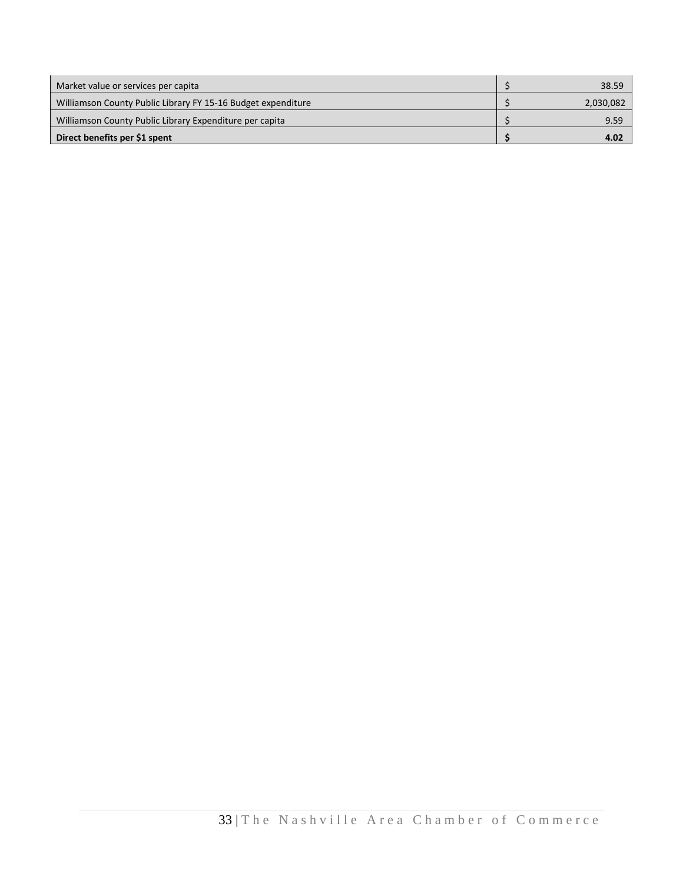| | | |
|---|---|---|
| Market value or services per capita | $ | 38.59 |
| Williamson County Public Library FY 15-16 Budget expenditure | $ | 2,030,082 |
| Williamson County Public Library Expenditure per capita | $ | 9.59 |
| **Direct benefits per $1 spent** | **$** | **4.02** |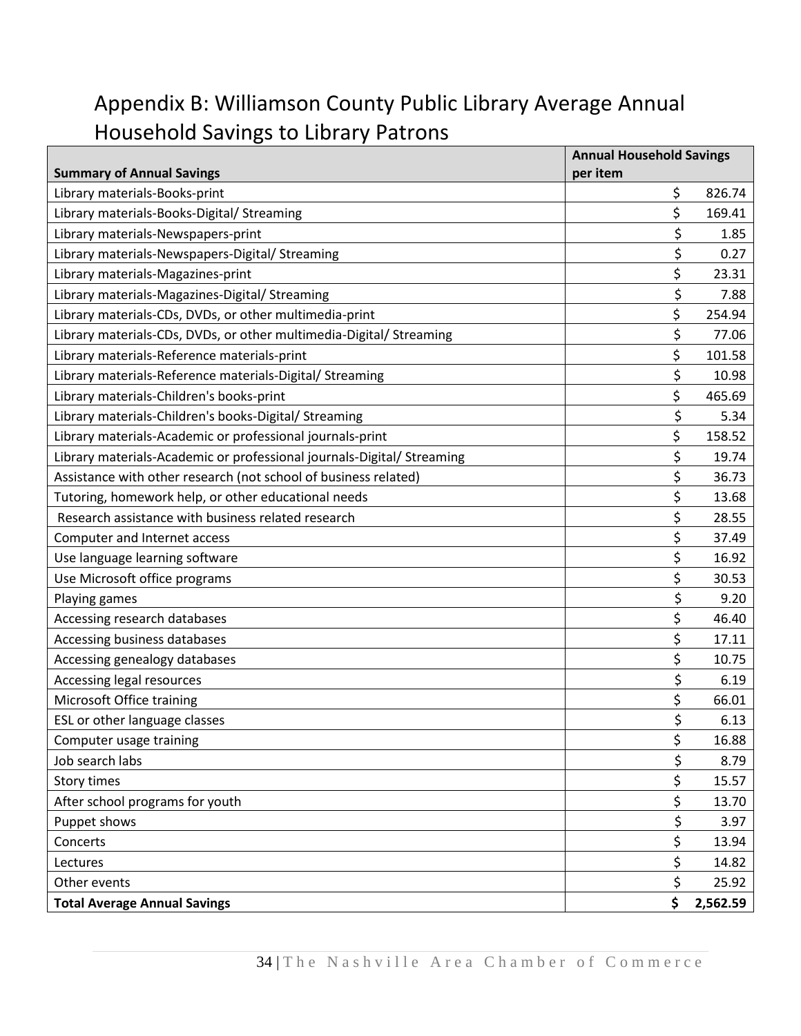# Appendix B: Williamson County Public Library Average Annual Household Savings to Library Patrons

| **Summary of Annual Savings** | **Annual Household Savings per item** |
|---|---|
| Library materials-Books-print | $ 826.74 |
| Library materials-Books-Digital/ Streaming | $ 169.41 |
| Library materials-Newspapers-print | $ 1.85 |
| Library materials-Newspapers-Digital/ Streaming | $ 0.27 |
| Library materials-Magazines-print | $ 23.31 |
| Library materials-Magazines-Digital/ Streaming | $ 7.88 |
| Library materials-CDs, DVDs, or other multimedia-print | $ 254.94 |
| Library materials-CDs, DVDs, or other multimedia-Digital/ Streaming | $ 77.06 |
| Library materials-Reference materials-print | $ 101.58 |
| Library materials-Reference materials-Digital/ Streaming | $ 10.98 |
| Library materials-Children's books-print | $ 465.69 |
| Library materials-Children's books-Digital/ Streaming | $ 5.34 |
| Library materials-Academic or professional journals-print | $ 158.52 |
| Library materials-Academic or professional journals-Digital/ Streaming | $ 19.74 |
| Assistance with other research (not school of business related) | $ 36.73 |
| Tutoring, homework help, or other educational needs | $ 13.68 |
| Research assistance with business related research | $ 28.55 |
| Computer and Internet access | $ 37.49 |
| Use language learning software | $ 16.92 |
| Use Microsoft office programs | $ 30.53 |
| Playing games | $ 9.20 |
| Accessing research databases | $ 46.40 |
| Accessing business databases | $ 17.11 |
| Accessing genealogy databases | $ 10.75 |
| Accessing legal resources | $ 6.19 |
| Microsoft Office training | $ 66.01 |
| ESL or other language classes | $ 6.13 |
| Computer usage training | $ 16.88 |
| Job search labs | $ 8.79 |
| Story times | $ 15.57 |
| After school programs for youth | $ 13.70 |
| Puppet shows | $ 3.97 |
| Concerts | $ 13.94 |
| Lectures | $ 14.82 |
| Other events | $ 25.92 |
| **Total Average Annual Savings** | **$ 2,562.59** |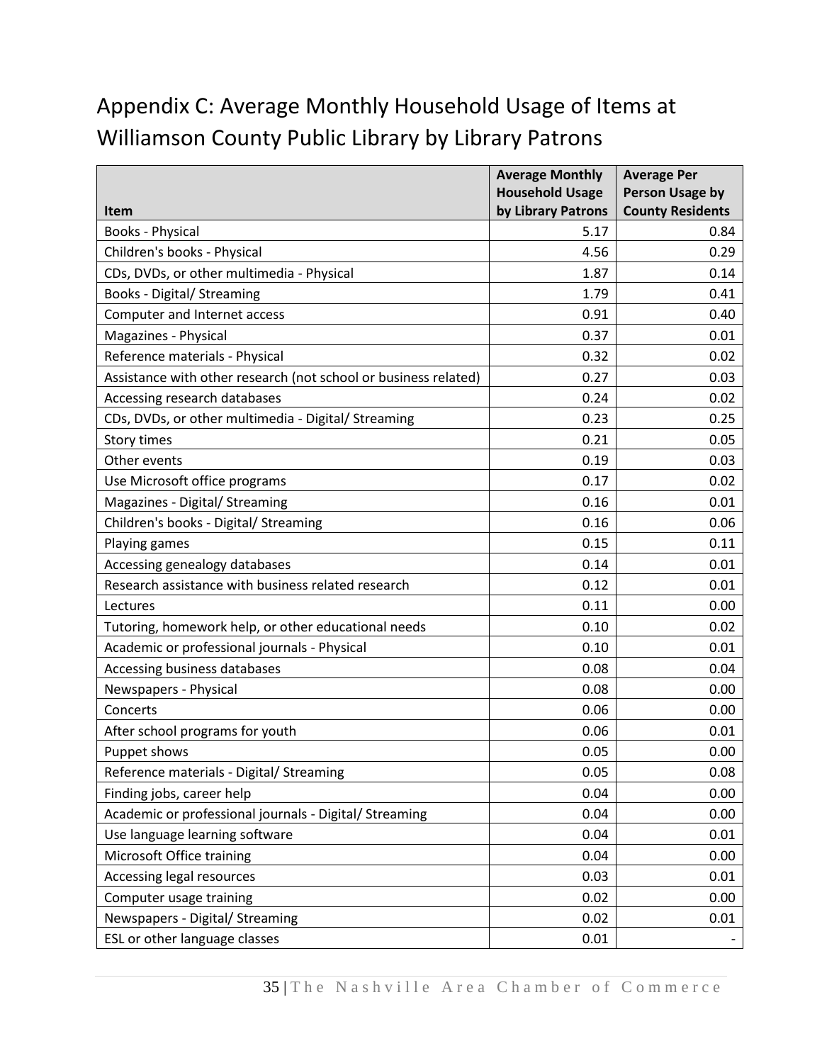# Appendix C: Average Monthly Household Usage of Items at Williamson County Public Library by Library Patrons

| Item | Average Monthly Household Usage by Library Patrons | Average Per Person Usage by County Residents |
|---|---|---|
| Books - Physical | 5.17 | 0.84 |
| Children's books - Physical | 4.56 | 0.29 |
| CDs, DVDs, or other multimedia - Physical | 1.87 | 0.14 |
| Books - Digital/ Streaming | 1.79 | 0.41 |
| Computer and Internet access | 0.91 | 0.40 |
| Magazines - Physical | 0.37 | 0.01 |
| Reference materials - Physical | 0.32 | 0.02 |
| Assistance with other research (not school or business related) | 0.27 | 0.03 |
| Accessing research databases | 0.24 | 0.02 |
| CDs, DVDs, or other multimedia - Digital/ Streaming | 0.23 | 0.25 |
| Story times | 0.21 | 0.05 |
| Other events | 0.19 | 0.03 |
| Use Microsoft office programs | 0.17 | 0.02 |
| Magazines - Digital/ Streaming | 0.16 | 0.01 |
| Children's books - Digital/ Streaming | 0.16 | 0.06 |
| Playing games | 0.15 | 0.11 |
| Accessing genealogy databases | 0.14 | 0.01 |
| Research assistance with business related research | 0.12 | 0.01 |
| Lectures | 0.11 | 0.00 |
| Tutoring, homework help, or other educational needs | 0.10 | 0.02 |
| Academic or professional journals - Physical | 0.10 | 0.01 |
| Accessing business databases | 0.08 | 0.04 |
| Newspapers - Physical | 0.08 | 0.00 |
| Concerts | 0.06 | 0.00 |
| After school programs for youth | 0.06 | 0.01 |
| Puppet shows | 0.05 | 0.00 |
| Reference materials - Digital/ Streaming | 0.05 | 0.08 |
| Finding jobs, career help | 0.04 | 0.00 |
| Academic or professional journals - Digital/ Streaming | 0.04 | 0.00 |
| Use language learning software | 0.04 | 0.01 |
| Microsoft Office training | 0.04 | 0.00 |
| Accessing legal resources | 0.03 | 0.01 |
| Computer usage training | 0.02 | 0.00 |
| Newspapers - Digital/ Streaming | 0.02 | 0.01 |
| ESL or other language classes | 0.01 | - |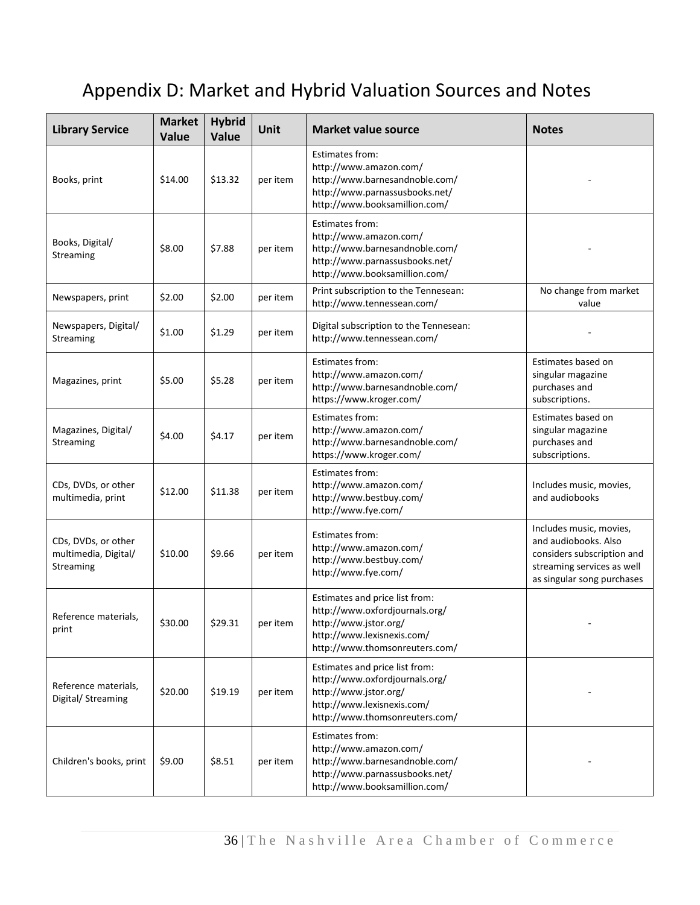# Appendix D: Market and Hybrid Valuation Sources and Notes

| Library Service | Market Value | Hybrid Value | Unit | Market value source | Notes |
|---|---|---|---|---|---|
| Books, print | $14.00 | $13.32 | per item | Estimates from: http://www.amazon.com/ http://www.barnesandnoble.com/ http://www.parnassusbooks.net/ http://www.booksamillion.com/ | - |
| Books, Digital/ Streaming | $8.00 | $7.88 | per item | Estimates from: http://www.amazon.com/ http://www.barnesandnoble.com/ http://www.parnassusbooks.net/ http://www.booksamillion.com/ | - |
| Newspapers, print | $2.00 | $2.00 | per item | Print subscription to the Tennesean: http://www.tennessean.com/ | No change from market value |
| Newspapers, Digital/ Streaming | $1.00 | $1.29 | per item | Digital subscription to the Tennesean: http://www.tennessean.com/ | - |
| Magazines, print | $5.00 | $5.28 | per item | Estimates from: http://www.amazon.com/ http://www.barnesandnoble.com/ https://www.kroger.com/ | Estimates based on singular magazine purchases and subscriptions. |
| Magazines, Digital/ Streaming | $4.00 | $4.17 | per item | Estimates from: http://www.amazon.com/ http://www.barnesandnoble.com/ https://www.kroger.com/ | Estimates based on singular magazine purchases and subscriptions. |
| CDs, DVDs, or other multimedia, print | $12.00 | $11.38 | per item | Estimates from: http://www.amazon.com/ http://www.bestbuy.com/ http://www.fye.com/ | Includes music, movies, and audiobooks |
| CDs, DVDs, or other multimedia, Digital/ Streaming | $10.00 | $9.66 | per item | Estimates from: http://www.amazon.com/ http://www.bestbuy.com/ http://www.fye.com/ | Includes music, movies, and audiobooks. Also considers subscription and streaming services as well as singular song purchases |
| Reference materials, print | $30.00 | $29.31 | per item | Estimates and price list from: http://www.oxfordjournals.org/ http://www.jstor.org/ http://www.lexisnexis.com/ http://www.thomsonreuters.com/ | - |
| Reference materials, Digital/ Streaming | $20.00 | $19.19 | per item | Estimates and price list from: http://www.oxfordjournals.org/ http://www.jstor.org/ http://www.lexisnexis.com/ http://www.thomsonreuters.com/ | - |
| Children's books, print | $9.00 | $8.51 | per item | Estimates from: http://www.amazon.com/ http://www.barnesandnoble.com/ http://www.parnassusbooks.net/ http://www.booksamillion.com/ | - |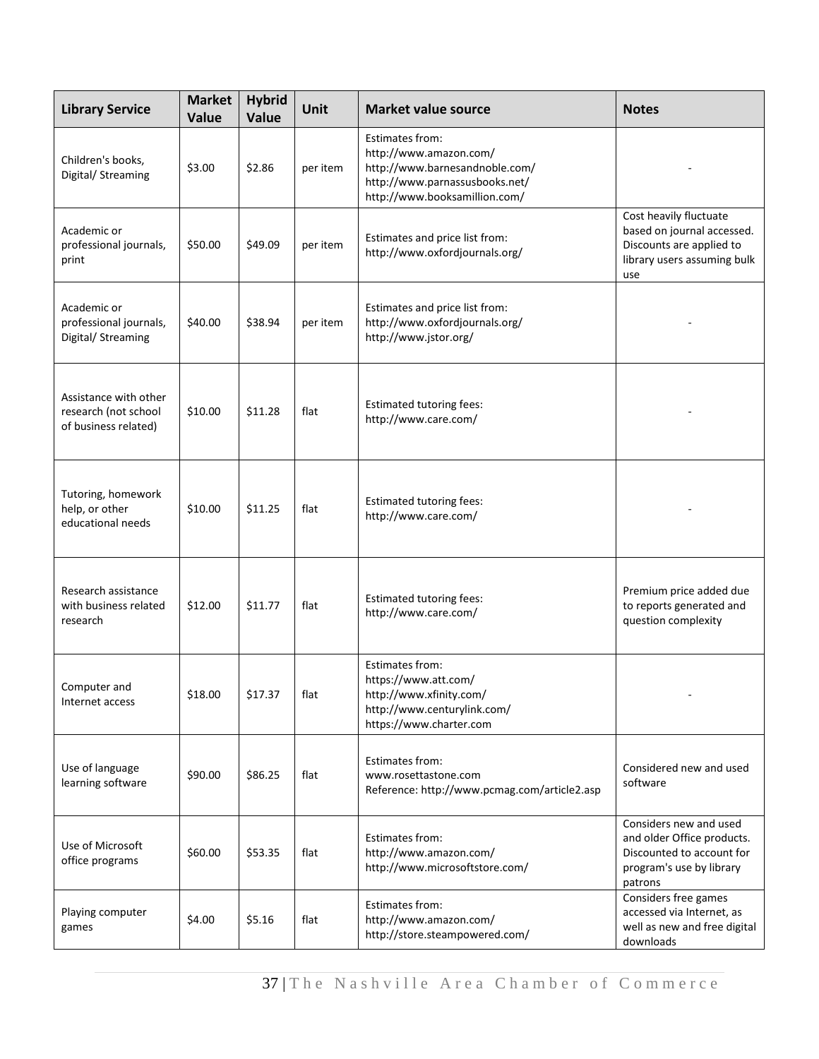| Library Service | Market Value | Hybrid Value | Unit | Market value source | Notes |
|---|---|---|---|---|---|
| Children's books, Digital/ Streaming | $3.00 | $2.86 | per item | Estimates from: http://www.amazon.com/ http://www.barnesandnoble.com/ http://www.parnassusbooks.net/ http://www.booksamillion.com/ | - |
| Academic or professional journals, print | $50.00 | $49.09 | per item | Estimates and price list from: http://www.oxfordjournals.org/ | Cost heavily fluctuate based on journal accessed. Discounts are applied to library users assuming bulk use |
| Academic or professional journals, Digital/ Streaming | $40.00 | $38.94 | per item | Estimates and price list from: http://www.oxfordjournals.org/ http://www.jstor.org/ | - |
| Assistance with other research (not school of business related) | $10.00 | $11.28 | flat | Estimated tutoring fees: http://www.care.com/ | - |
| Tutoring, homework help, or other educational needs | $10.00 | $11.25 | flat | Estimated tutoring fees: http://www.care.com/ | - |
| Research assistance with business related research | $12.00 | $11.77 | flat | Estimated tutoring fees: http://www.care.com/ | Premium price added due to reports generated and question complexity |
| Computer and Internet access | $18.00 | $17.37 | flat | Estimates from: https://www.att.com/ http://www.xfinity.com/ http://www.centurylink.com/ https://www.charter.com | - |
| Use of language learning software | $90.00 | $86.25 | flat | Estimates from: www.rosettastone.com Reference: http://www.pcmag.com/article2.asp | Considered new and used software |
| Use of Microsoft office programs | $60.00 | $53.35 | flat | Estimates from: http://www.amazon.com/ http://www.microsoftstore.com/ | Considers new and used and older Office products. Discounted to account for program's use by library patrons |
| Playing computer games | $4.00 | $5.16 | flat | Estimates from: http://www.amazon.com/ http://store.steampowered.com/ | Considers free games accessed via Internet, as well as new and free digital downloads |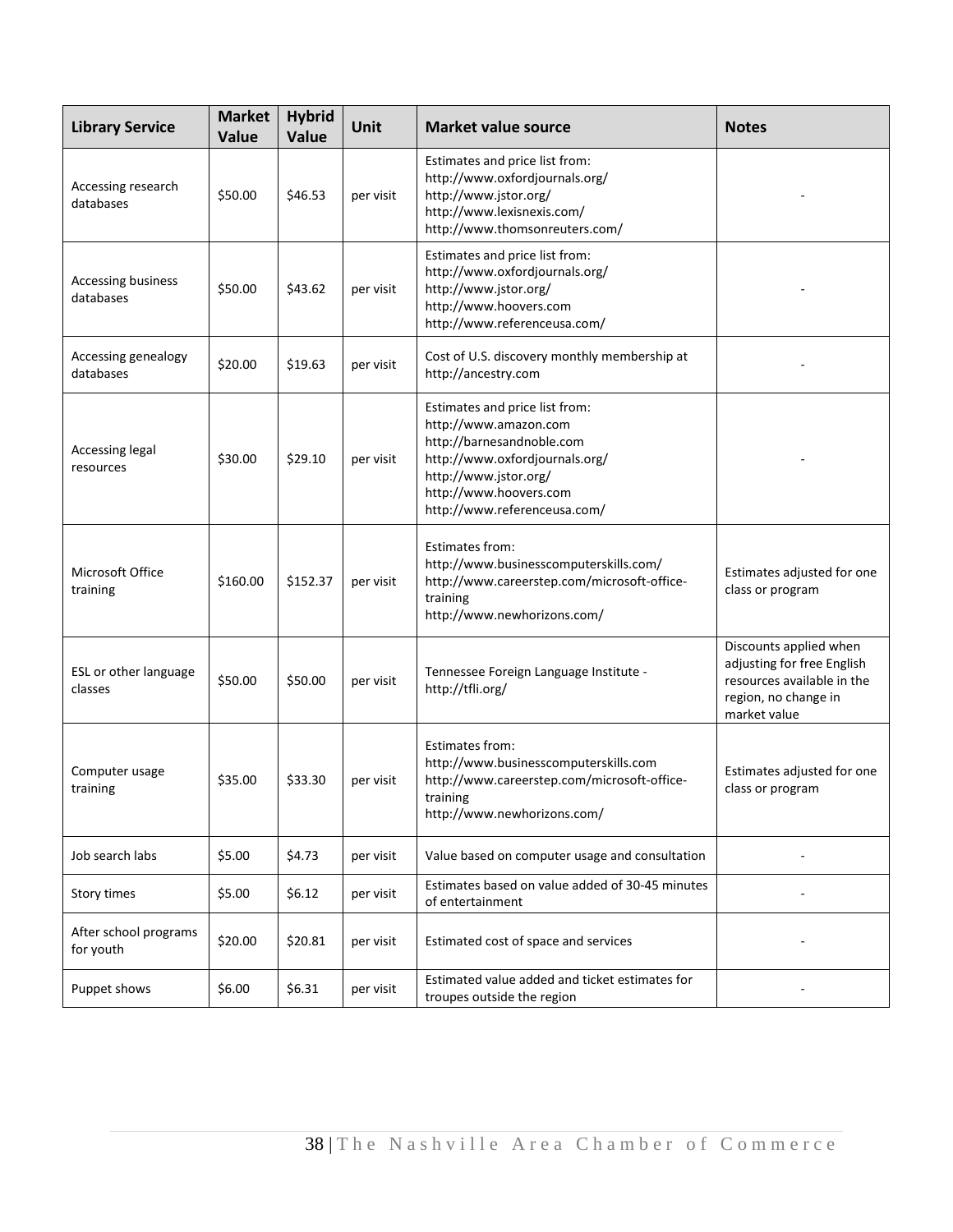| Library Service | Market Value | Hybrid Value | Unit | Market value source | Notes |
|---|---|---|---|---|---|
| Accessing research databases | $50.00 | $46.53 | per visit | Estimates and price list from: http://www.oxfordjournals.org/ http://www.jstor.org/ http://www.lexisnexis.com/ http://www.thomsonreuters.com/ | - |
| Accessing business databases | $50.00 | $43.62 | per visit | Estimates and price list from: http://www.oxfordjournals.org/ http://www.jstor.org/ http://www.hoovers.com http://www.referenceusa.com/ | - |
| Accessing genealogy databases | $20.00 | $19.63 | per visit | Cost of U.S. discovery monthly membership at http://ancestry.com | - |
| Accessing legal resources | $30.00 | $29.10 | per visit | Estimates and price list from: http://www.amazon.com http://barnesandnoble.com http://www.oxfordjournals.org/ http://www.jstor.org/ http://www.hoovers.com http://www.referenceusa.com/ | - |
| Microsoft Office training | $160.00 | $152.37 | per visit | Estimates from: http://www.businesscomputerskills.com/ http://www.careerstep.com/microsoft-office-training http://www.newhorizons.com/ | Estimates adjusted for one class or program |
| ESL or other language classes | $50.00 | $50.00 | per visit | Tennessee Foreign Language Institute - http://tfli.org/ | Discounts applied when adjusting for free English resources available in the region, no change in market value |
| Computer usage training | $35.00 | $33.30 | per visit | Estimates from: http://www.businesscomputerskills.com http://www.careerstep.com/microsoft-office-training http://www.newhorizons.com/ | Estimates adjusted for one class or program |
| Job search labs | $5.00 | $4.73 | per visit | Value based on computer usage and consultation | - |
| Story times | $5.00 | $6.12 | per visit | Estimates based on value added of 30-45 minutes of entertainment | - |
| After school programs for youth | $20.00 | $20.81 | per visit | Estimated cost of space and services | - |
| Puppet shows | $6.00 | $6.31 | per visit | Estimated value added and ticket estimates for troupes outside the region | - |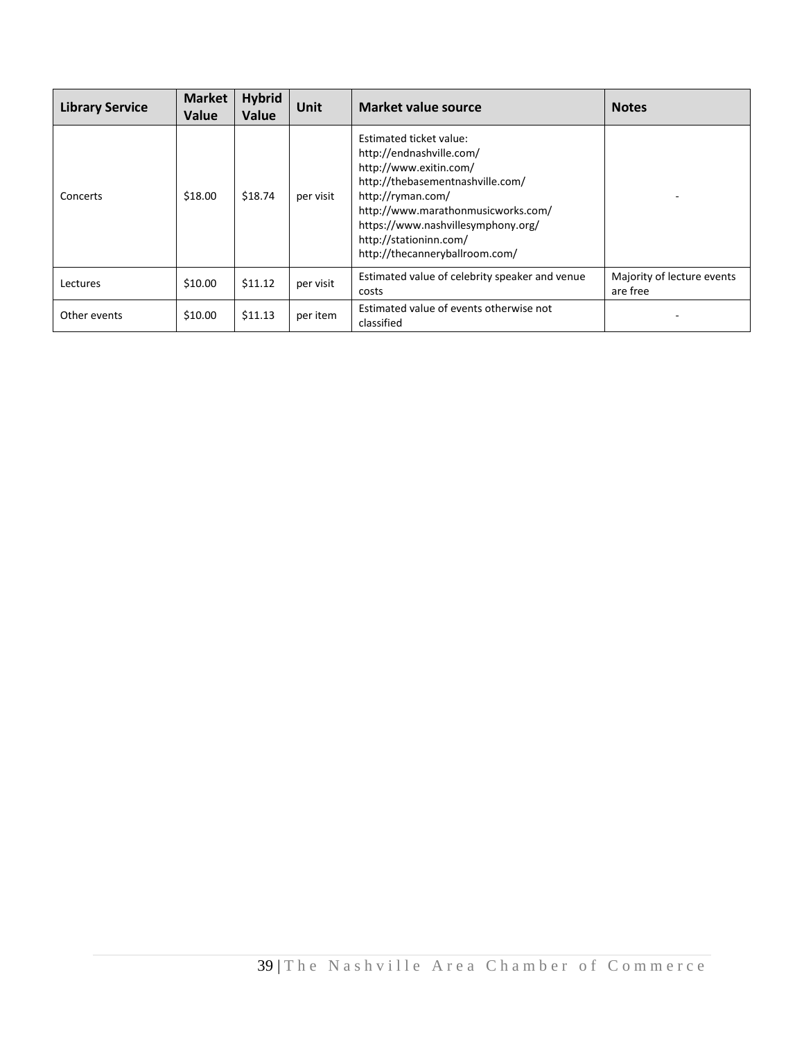| Library Service | Market Value | Hybrid Value | Unit | Market value source | Notes |
|---|---|---|---|---|---|
| Concerts | $18.00 | $18.74 | per visit | Estimated ticket value: http://endnashville.com/ http://www.exitin.com/ http://thebasementnashville.com/ http://ryman.com/ http://www.marathonmusicworks.com/ https://www.nashvillesymphony.org/ http://stationinn.com/ http://thecanneryballroom.com/ | - |
| Lectures | $10.00 | $11.12 | per visit | Estimated value of celebrity speaker and venue costs | Majority of lecture events are free |
| Other events | $10.00 | $11.13 | per item | Estimated value of events otherwise not classified | - |